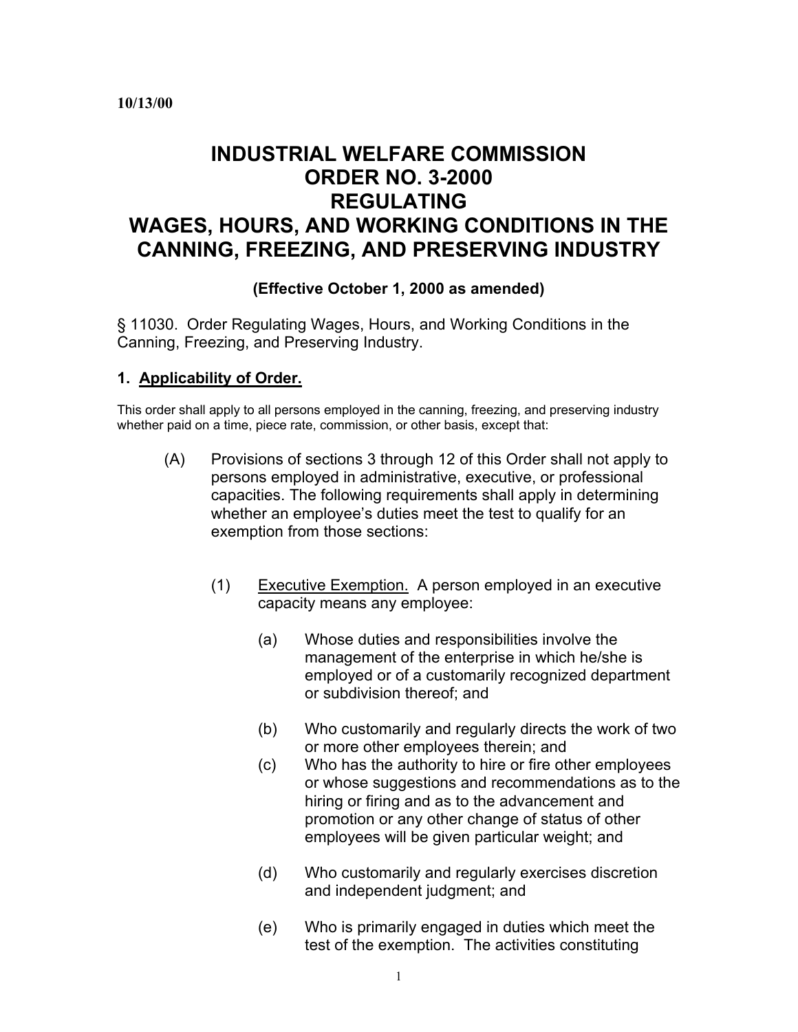**10/13/00**

# INDUSTRIAL WELFARE COMMISSION ORDER NO. 3-2000 REGULATING WAGES, HOURS, AND WORKING CONDITIONS IN THE CANNING, FREEZING, AND PRESERVING INDUSTRY

**(Effective October 1, 2000 as amended)**

§ 11030. Order Regulating Wages, Hours, and Working Conditions in the Canning, Freezing, and Preserving Industry.

## 1. Applicability of Order.

This order shall apply to all persons employed in the canning, freezing, and preserving industry whether paid on a time, piece rate, commission, or other basis, except that:

(A) Provisions of sections 3 through 12 of this Order shall not apply to persons employed in administrative, executive, or professional capacities. The following requirements shall apply in determining whether an employee's duties meet the test to qualify for an exemption from those sections:

(1) Executive Exemption. A person employed in an executive capacity means any employee:

(a) Whose duties and responsibilities involve the management of the enterprise in which he/she is employed or of a customarily recognized department or subdivision thereof; and

(b) Who customarily and regularly directs the work of two or more other employees therein; and

(c) Who has the authority to hire or fire other employees or whose suggestions and recommendations as to the hiring or firing and as to the advancement and promotion or any other change of status of other employees will be given particular weight; and

(d) Who customarily and regularly exercises discretion and independent judgment; and

(e) Who is primarily engaged in duties which meet the test of the exemption. The activities constituting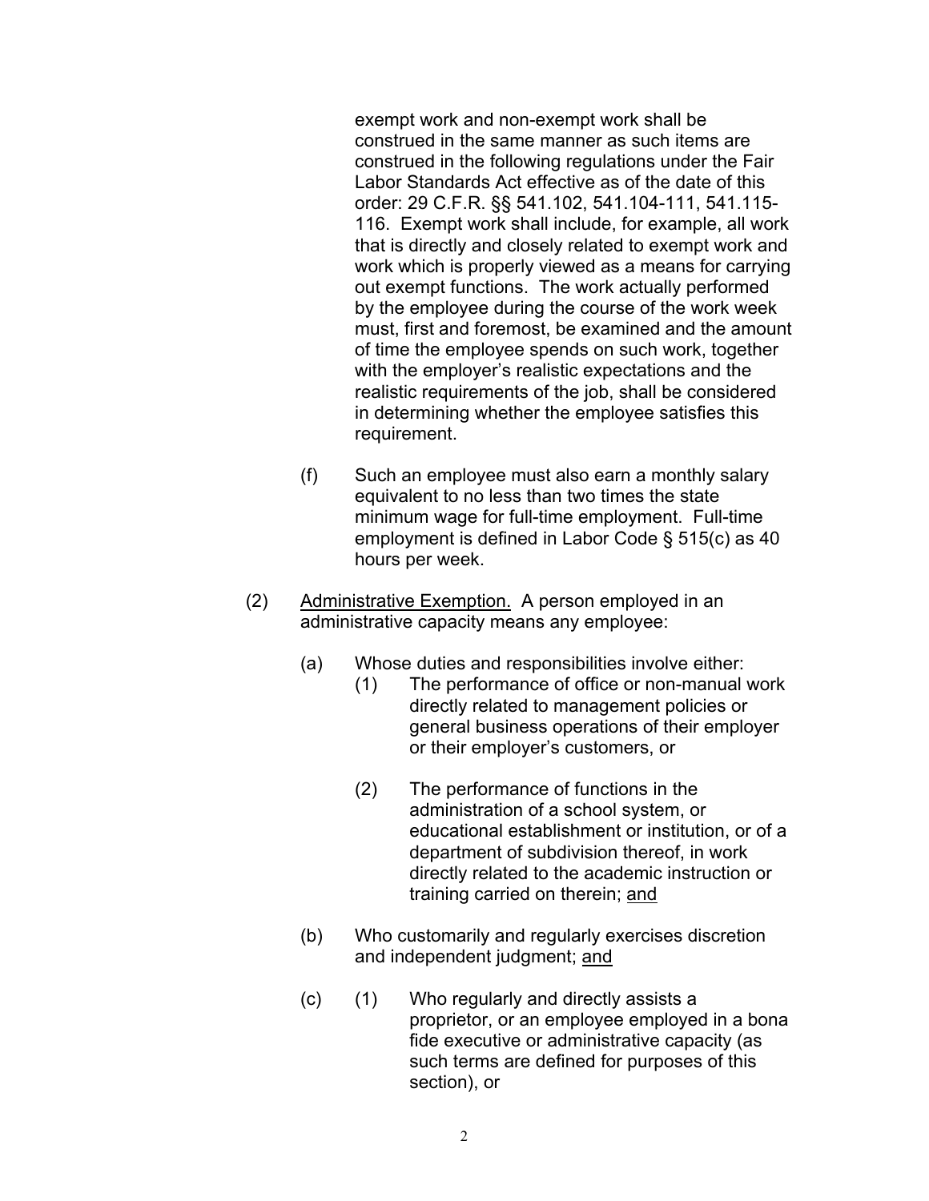exempt work and non-exempt work shall be construed in the same manner as such items are construed in the following regulations under the Fair Labor Standards Act effective as of the date of this order: 29 C.F.R. §§ 541.102, 541.104-111, 541.115-116. Exempt work shall include, for example, all work that is directly and closely related to exempt work and work which is properly viewed as a means for carrying out exempt functions. The work actually performed by the employee during the course of the work week must, first and foremost, be examined and the amount of time the employee spends on such work, together with the employer's realistic expectations and the realistic requirements of the job, shall be considered in determining whether the employee satisfies this requirement.

(f) Such an employee must also earn a monthly salary equivalent to no less than two times the state minimum wage for full-time employment. Full-time employment is defined in Labor Code § 515(c) as 40 hours per week.

(2) <u>Administrative Exemption.</u> A person employed in an administrative capacity means any employee:

(a) Whose duties and responsibilities involve either:

(1) The performance of office or non-manual work directly related to management policies or general business operations of their employer or their employer's customers, or

(2) The performance of functions in the administration of a school system, or educational establishment or institution, or of a department of subdivision thereof, in work directly related to the academic instruction or training carried on therein; <u>and</u>

(b) Who customarily and regularly exercises discretion and independent judgment; <u>and</u>

(c) (1) Who regularly and directly assists a proprietor, or an employee employed in a bona fide executive or administrative capacity (as such terms are defined for purposes of this section), or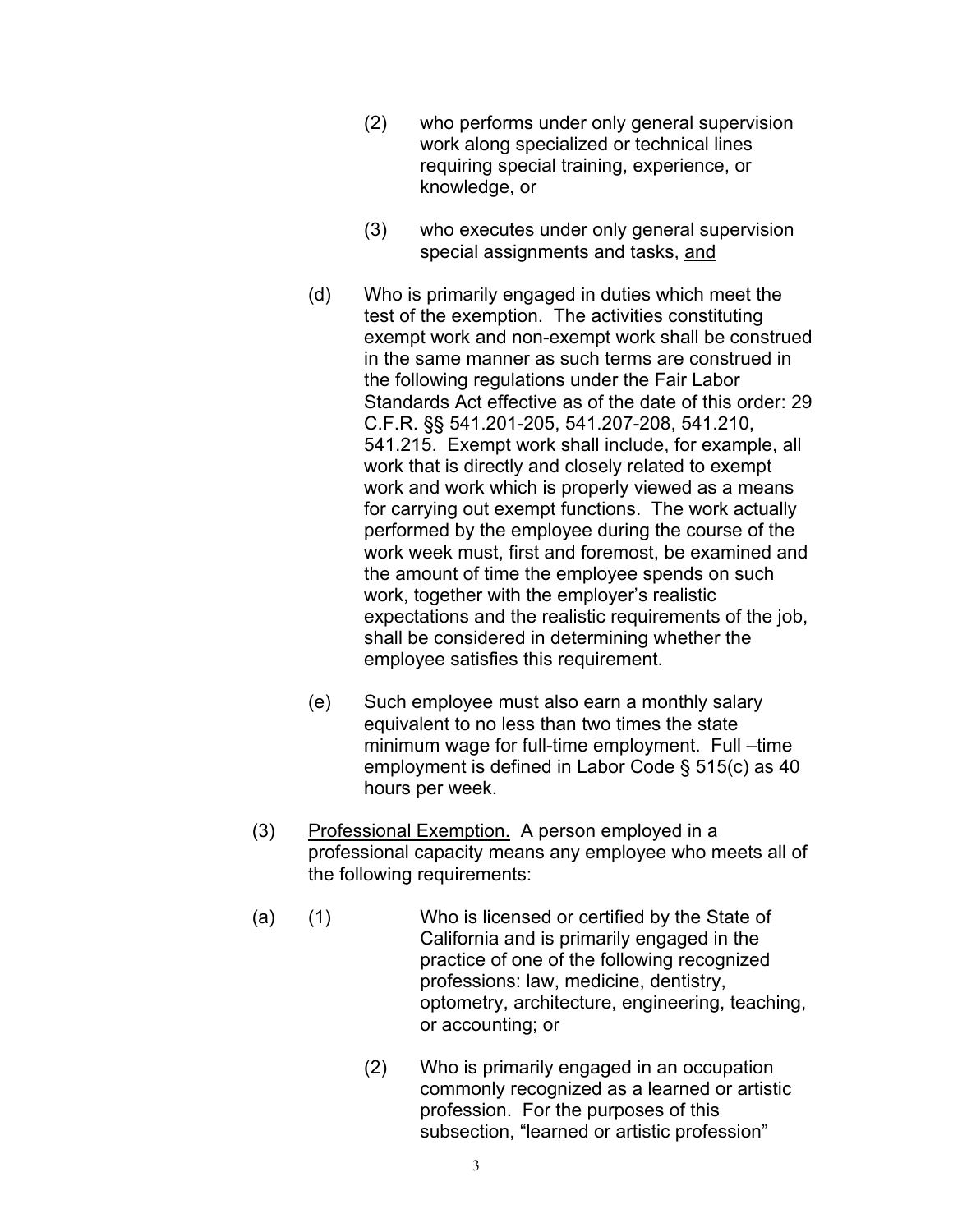(2) who performs under only general supervision work along specialized or technical lines requiring special training, experience, or knowledge, or

(3) who executes under only general supervision special assignments and tasks, <u>and</u>

(d) Who is primarily engaged in duties which meet the test of the exemption. The activities constituting exempt work and non-exempt work shall be construed in the same manner as such terms are construed in the following regulations under the Fair Labor Standards Act effective as of the date of this order: 29 C.F.R. §§ 541.201-205, 541.207-208, 541.210, 541.215. Exempt work shall include, for example, all work that is directly and closely related to exempt work and work which is properly viewed as a means for carrying out exempt functions. The work actually performed by the employee during the course of the work week must, first and foremost, be examined and the amount of time the employee spends on such work, together with the employer's realistic expectations and the realistic requirements of the job, shall be considered in determining whether the employee satisfies this requirement.

(e) Such employee must also earn a monthly salary equivalent to no less than two times the state minimum wage for full-time employment. Full –time employment is defined in Labor Code § 515(c) as 40 hours per week.

(3) <u>Professional Exemption.</u> A person employed in a professional capacity means any employee who meets all of the following requirements:

(a) (1) Who is licensed or certified by the State of California and is primarily engaged in the practice of one of the following recognized professions: law, medicine, dentistry, optometry, architecture, engineering, teaching, or accounting; or

(2) Who is primarily engaged in an occupation commonly recognized as a learned or artistic profession. For the purposes of this subsection, "learned or artistic profession"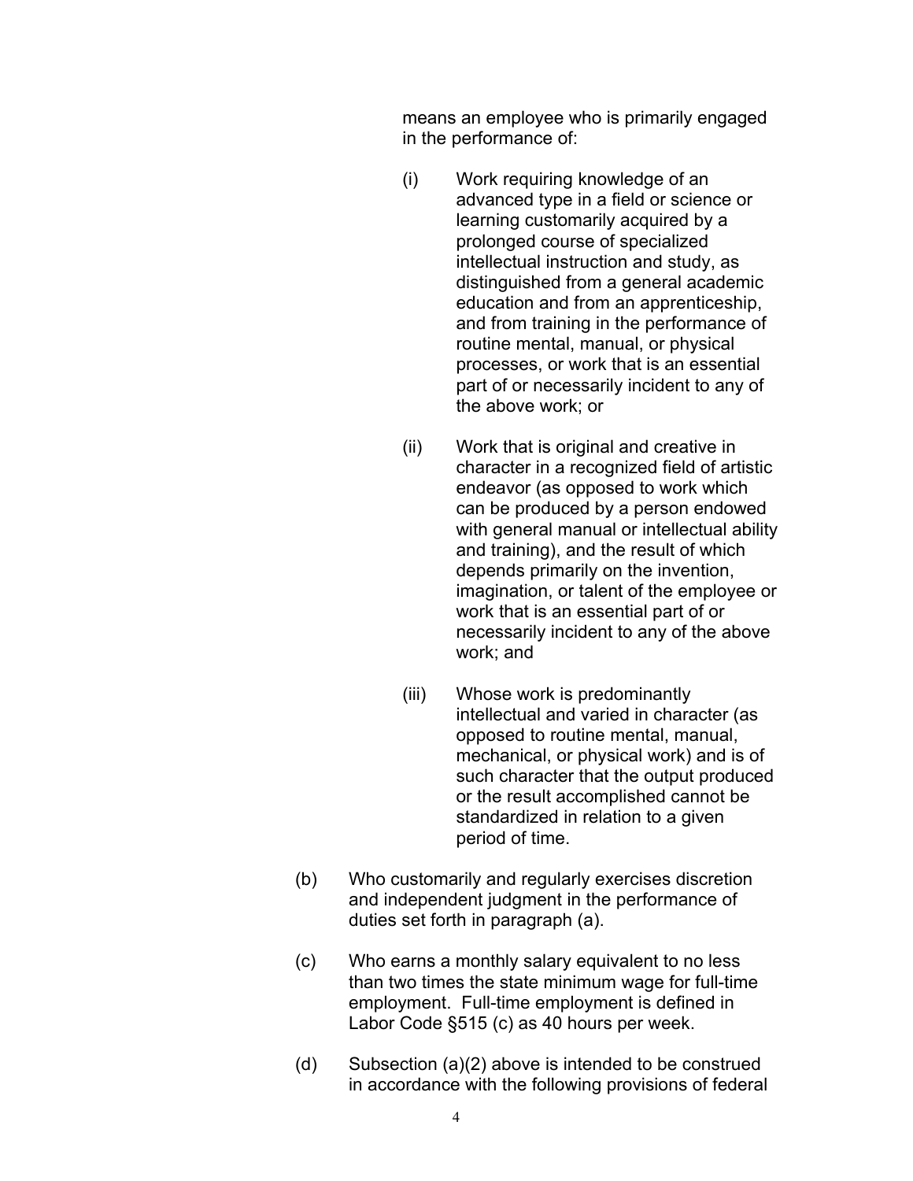means an employee who is primarily engaged in the performance of:

(i) Work requiring knowledge of an advanced type in a field or science or learning customarily acquired by a prolonged course of specialized intellectual instruction and study, as distinguished from a general academic education and from an apprenticeship, and from training in the performance of routine mental, manual, or physical processes, or work that is an essential part of or necessarily incident to any of the above work; or

(ii) Work that is original and creative in character in a recognized field of artistic endeavor (as opposed to work which can be produced by a person endowed with general manual or intellectual ability and training), and the result of which depends primarily on the invention, imagination, or talent of the employee or work that is an essential part of or necessarily incident to any of the above work; and

(iii) Whose work is predominantly intellectual and varied in character (as opposed to routine mental, manual, mechanical, or physical work) and is of such character that the output produced or the result accomplished cannot be standardized in relation to a given period of time.

(b) Who customarily and regularly exercises discretion and independent judgment in the performance of duties set forth in paragraph (a).

(c) Who earns a monthly salary equivalent to no less than two times the state minimum wage for full-time employment. Full-time employment is defined in Labor Code §515 (c) as 40 hours per week.

(d) Subsection (a)(2) above is intended to be construed in accordance with the following provisions of federal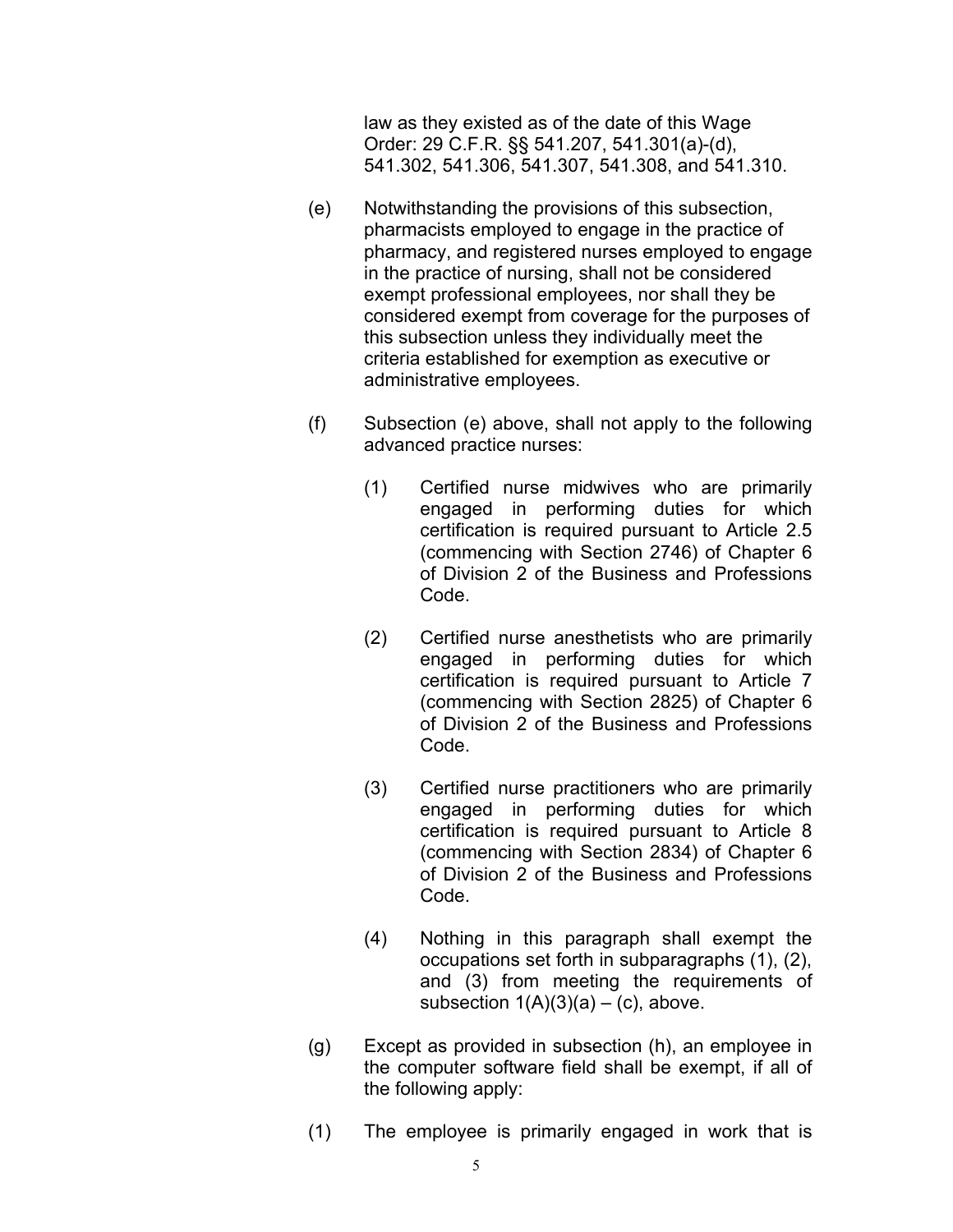law as they existed as of the date of this Wage Order: 29 C.F.R. §§ 541.207, 541.301(a)-(d), 541.302, 541.306, 541.307, 541.308, and 541.310.

(e) Notwithstanding the provisions of this subsection, pharmacists employed to engage in the practice of pharmacy, and registered nurses employed to engage in the practice of nursing, shall not be considered exempt professional employees, nor shall they be considered exempt from coverage for the purposes of this subsection unless they individually meet the criteria established for exemption as executive or administrative employees.

(f) Subsection (e) above, shall not apply to the following advanced practice nurses:

(1) Certified nurse midwives who are primarily engaged in performing duties for which certification is required pursuant to Article 2.5 (commencing with Section 2746) of Chapter 6 of Division 2 of the Business and Professions Code.

(2) Certified nurse anesthetists who are primarily engaged in performing duties for which certification is required pursuant to Article 7 (commencing with Section 2825) of Chapter 6 of Division 2 of the Business and Professions Code.

(3) Certified nurse practitioners who are primarily engaged in performing duties for which certification is required pursuant to Article 8 (commencing with Section 2834) of Chapter 6 of Division 2 of the Business and Professions Code.

(4) Nothing in this paragraph shall exempt the occupations set forth in subparagraphs (1), (2), and (3) from meeting the requirements of subsection 1(A)(3)(a) – (c), above.

(g) Except as provided in subsection (h), an employee in the computer software field shall be exempt, if all of the following apply:

(1) The employee is primarily engaged in work that is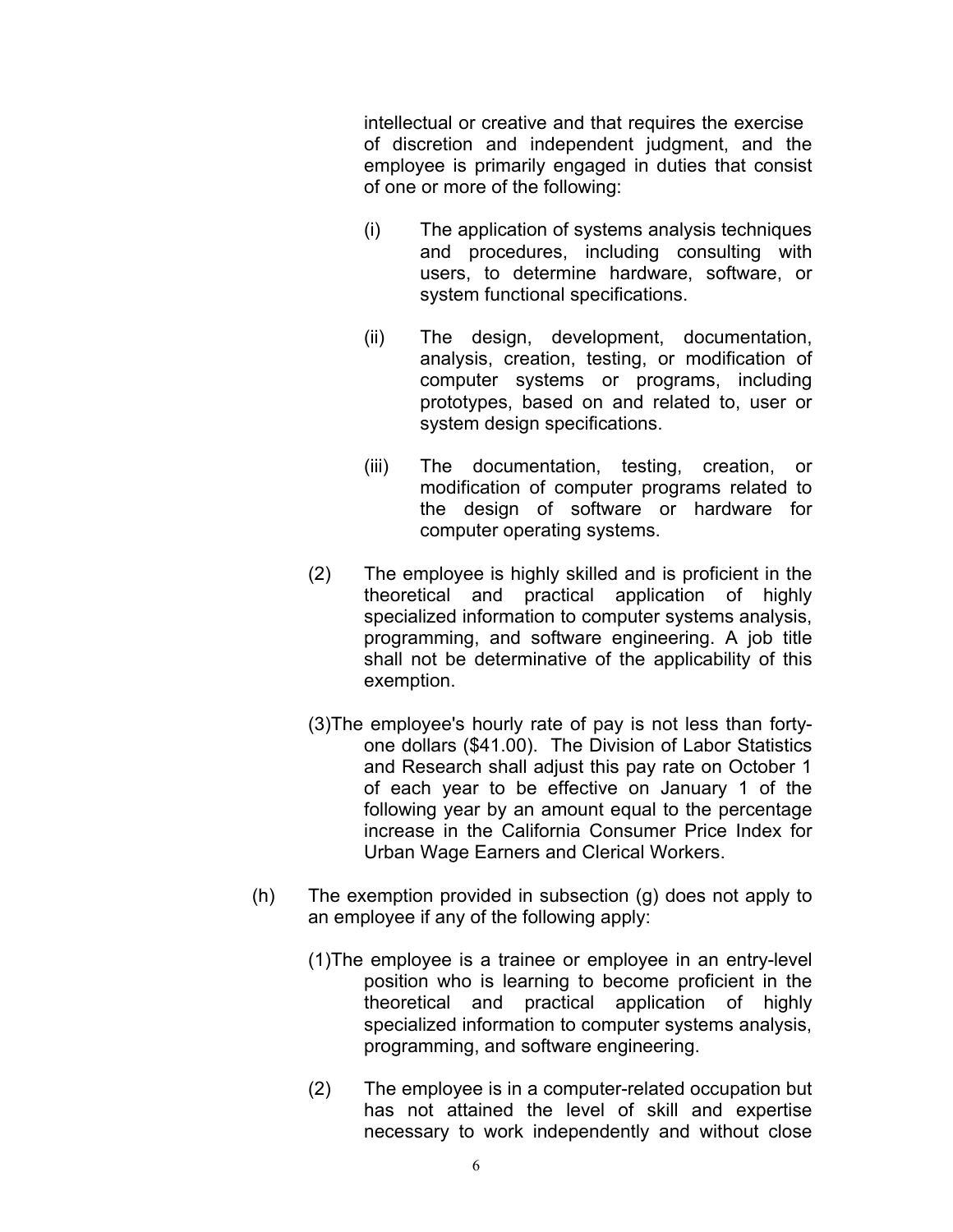intellectual or creative and that requires the exercise of discretion and independent judgment, and the employee is primarily engaged in duties that consist of one or more of the following:

(i) The application of systems analysis techniques and procedures, including consulting with users, to determine hardware, software, or system functional specifications.

(ii) The design, development, documentation, analysis, creation, testing, or modification of computer systems or programs, including prototypes, based on and related to, user or system design specifications.

(iii) The documentation, testing, creation, or modification of computer programs related to the design of software or hardware for computer operating systems.

(2) The employee is highly skilled and is proficient in the theoretical and practical application of highly specialized information to computer systems analysis, programming, and software engineering. A job title shall not be determinative of the applicability of this exemption.

(3) The employee's hourly rate of pay is not less than forty-one dollars ($41.00). The Division of Labor Statistics and Research shall adjust this pay rate on October 1 of each year to be effective on January 1 of the following year by an amount equal to the percentage increase in the California Consumer Price Index for Urban Wage Earners and Clerical Workers.

(h) The exemption provided in subsection (g) does not apply to an employee if any of the following apply:

(1) The employee is a trainee or employee in an entry-level position who is learning to become proficient in the theoretical and practical application of highly specialized information to computer systems analysis, programming, and software engineering.

(2) The employee is in a computer-related occupation but has not attained the level of skill and expertise necessary to work independently and without close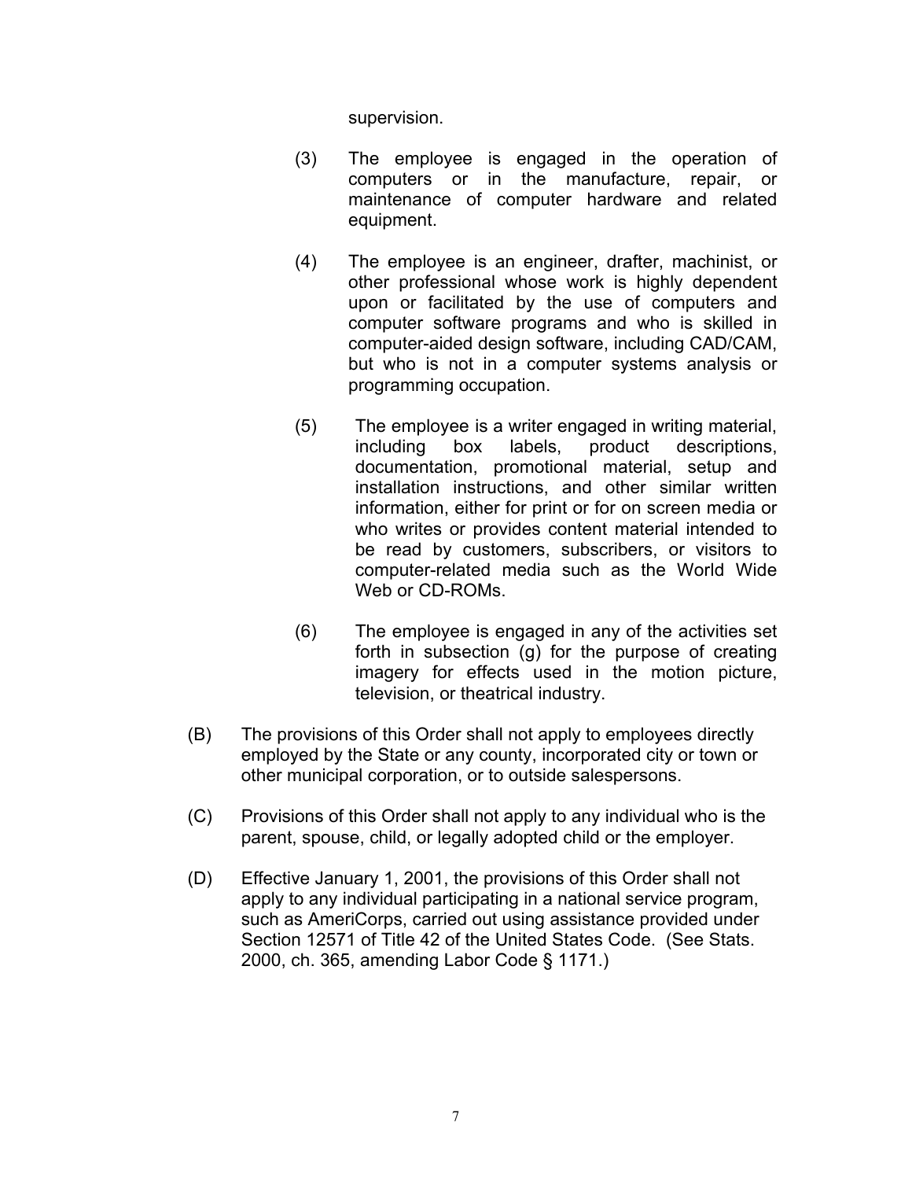supervision.

(3) The employee is engaged in the operation of computers or in the manufacture, repair, or maintenance of computer hardware and related equipment.

(4) The employee is an engineer, drafter, machinist, or other professional whose work is highly dependent upon or facilitated by the use of computers and computer software programs and who is skilled in computer-aided design software, including CAD/CAM, but who is not in a computer systems analysis or programming occupation.

(5) The employee is a writer engaged in writing material, including box labels, product descriptions, documentation, promotional material, setup and installation instructions, and other similar written information, either for print or for on screen media or who writes or provides content material intended to be read by customers, subscribers, or visitors to computer-related media such as the World Wide Web or CD-ROMs.

(6) The employee is engaged in any of the activities set forth in subsection (g) for the purpose of creating imagery for effects used in the motion picture, television, or theatrical industry.

(B) The provisions of this Order shall not apply to employees directly employed by the State or any county, incorporated city or town or other municipal corporation, or to outside salespersons.

(C) Provisions of this Order shall not apply to any individual who is the parent, spouse, child, or legally adopted child or the employer.

(D) Effective January 1, 2001, the provisions of this Order shall not apply to any individual participating in a national service program, such as AmeriCorps, carried out using assistance provided under Section 12571 of Title 42 of the United States Code. (See Stats. 2000, ch. 365, amending Labor Code § 1171.)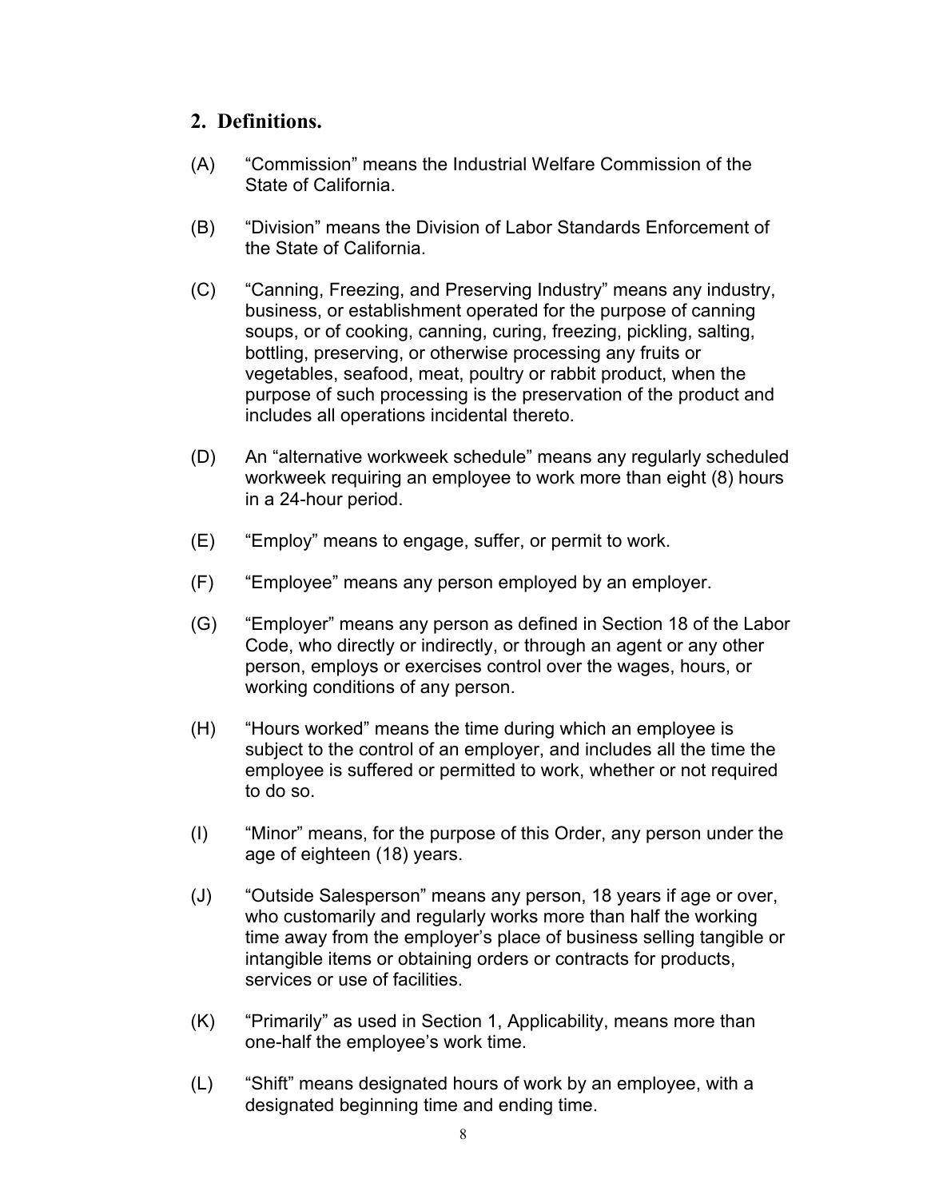## 2. Definitions.

(A) "Commission" means the Industrial Welfare Commission of the State of California.

(B) "Division" means the Division of Labor Standards Enforcement of the State of California.

(C) "Canning, Freezing, and Preserving Industry" means any industry, business, or establishment operated for the purpose of canning soups, or of cooking, canning, curing, freezing, pickling, salting, bottling, preserving, or otherwise processing any fruits or vegetables, seafood, meat, poultry or rabbit product, when the purpose of such processing is the preservation of the product and includes all operations incidental thereto.

(D) An "alternative workweek schedule" means any regularly scheduled workweek requiring an employee to work more than eight (8) hours in a 24-hour period.

(E) "Employ" means to engage, suffer, or permit to work.

(F) "Employee" means any person employed by an employer.

(G) "Employer" means any person as defined in Section 18 of the Labor Code, who directly or indirectly, or through an agent or any other person, employs or exercises control over the wages, hours, or working conditions of any person.

(H) "Hours worked" means the time during which an employee is subject to the control of an employer, and includes all the time the employee is suffered or permitted to work, whether or not required to do so.

(I) "Minor" means, for the purpose of this Order, any person under the age of eighteen (18) years.

(J) "Outside Salesperson" means any person, 18 years if age or over, who customarily and regularly works more than half the working time away from the employer's place of business selling tangible or intangible items or obtaining orders or contracts for products, services or use of facilities.

(K) "Primarily" as used in Section 1, Applicability, means more than one-half the employee's work time.

(L) "Shift" means designated hours of work by an employee, with a designated beginning time and ending time.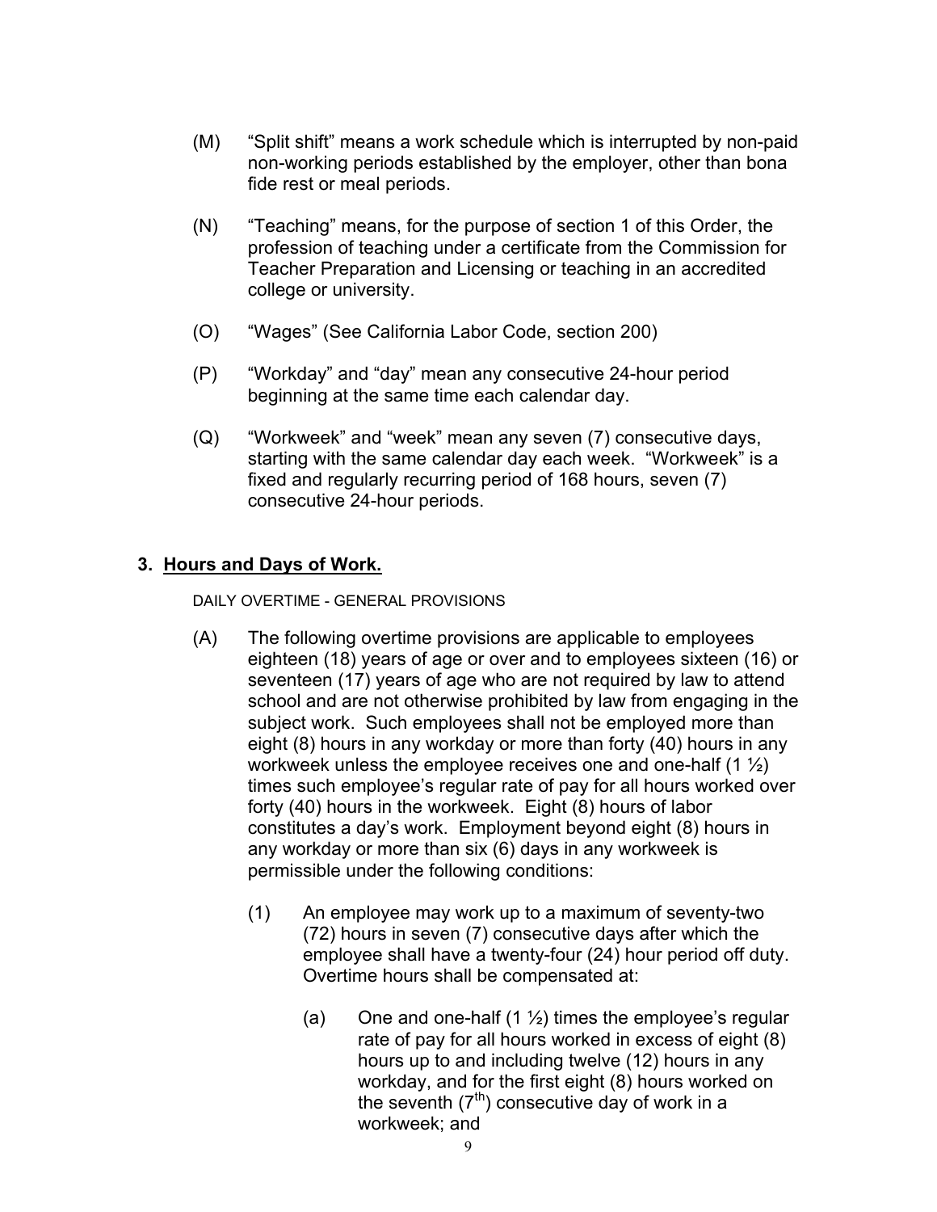(M) "Split shift" means a work schedule which is interrupted by non-paid non-working periods established by the employer, other than bona fide rest or meal periods.

(N) "Teaching" means, for the purpose of section 1 of this Order, the profession of teaching under a certificate from the Commission for Teacher Preparation and Licensing or teaching in an accredited college or university.

(O) "Wages" (See California Labor Code, section 200)

(P) "Workday" and "day" mean any consecutive 24-hour period beginning at the same time each calendar day.

(Q) "Workweek" and "week" mean any seven (7) consecutive days, starting with the same calendar day each week. "Workweek" is a fixed and regularly recurring period of 168 hours, seven (7) consecutive 24-hour periods.

## 3. Hours and Days of Work.

DAILY OVERTIME - GENERAL PROVISIONS

(A) The following overtime provisions are applicable to employees eighteen (18) years of age or over and to employees sixteen (16) or seventeen (17) years of age who are not required by law to attend school and are not otherwise prohibited by law from engaging in the subject work. Such employees shall not be employed more than eight (8) hours in any workday or more than forty (40) hours in any workweek unless the employee receives one and one-half (1 ½) times such employee's regular rate of pay for all hours worked over forty (40) hours in the workweek. Eight (8) hours of labor constitutes a day's work. Employment beyond eight (8) hours in any workday or more than six (6) days in any workweek is permissible under the following conditions:

(1) An employee may work up to a maximum of seventy-two (72) hours in seven (7) consecutive days after which the employee shall have a twenty-four (24) hour period off duty. Overtime hours shall be compensated at:

(a) One and one-half (1 ½) times the employee's regular rate of pay for all hours worked in excess of eight (8) hours up to and including twelve (12) hours in any workday, and for the first eight (8) hours worked on the seventh ($7^{th}$) consecutive day of work in a workweek; and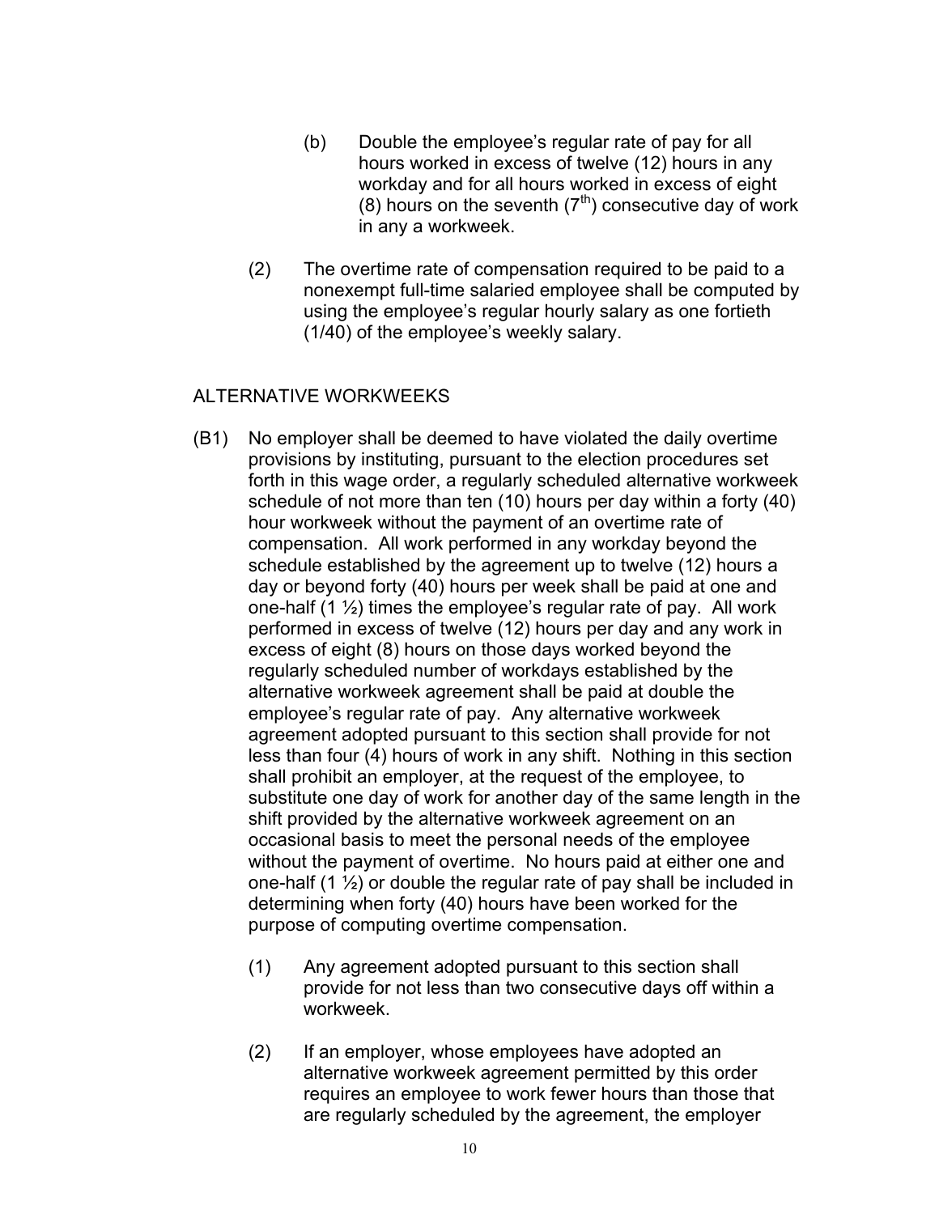(b) Double the employee's regular rate of pay for all hours worked in excess of twelve (12) hours in any workday and for all hours worked in excess of eight (8) hours on the seventh ($7^{th}$) consecutive day of work in any a workweek.

(2) The overtime rate of compensation required to be paid to a nonexempt full-time salaried employee shall be computed by using the employee's regular hourly salary as one fortieth (1/40) of the employee's weekly salary.

## ALTERNATIVE WORKWEEKS

(B1) No employer shall be deemed to have violated the daily overtime provisions by instituting, pursuant to the election procedures set forth in this wage order, a regularly scheduled alternative workweek schedule of not more than ten (10) hours per day within a forty (40) hour workweek without the payment of an overtime rate of compensation. All work performed in any workday beyond the schedule established by the agreement up to twelve (12) hours a day or beyond forty (40) hours per week shall be paid at one and one-half (1 ½) times the employee's regular rate of pay. All work performed in excess of twelve (12) hours per day and any work in excess of eight (8) hours on those days worked beyond the regularly scheduled number of workdays established by the alternative workweek agreement shall be paid at double the employee's regular rate of pay. Any alternative workweek agreement adopted pursuant to this section shall provide for not less than four (4) hours of work in any shift. Nothing in this section shall prohibit an employer, at the request of the employee, to substitute one day of work for another day of the same length in the shift provided by the alternative workweek agreement on an occasional basis to meet the personal needs of the employee without the payment of overtime. No hours paid at either one and one-half (1 ½) or double the regular rate of pay shall be included in determining when forty (40) hours have been worked for the purpose of computing overtime compensation.

(1) Any agreement adopted pursuant to this section shall provide for not less than two consecutive days off within a workweek.

(2) If an employer, whose employees have adopted an alternative workweek agreement permitted by this order requires an employee to work fewer hours than those that are regularly scheduled by the agreement, the employer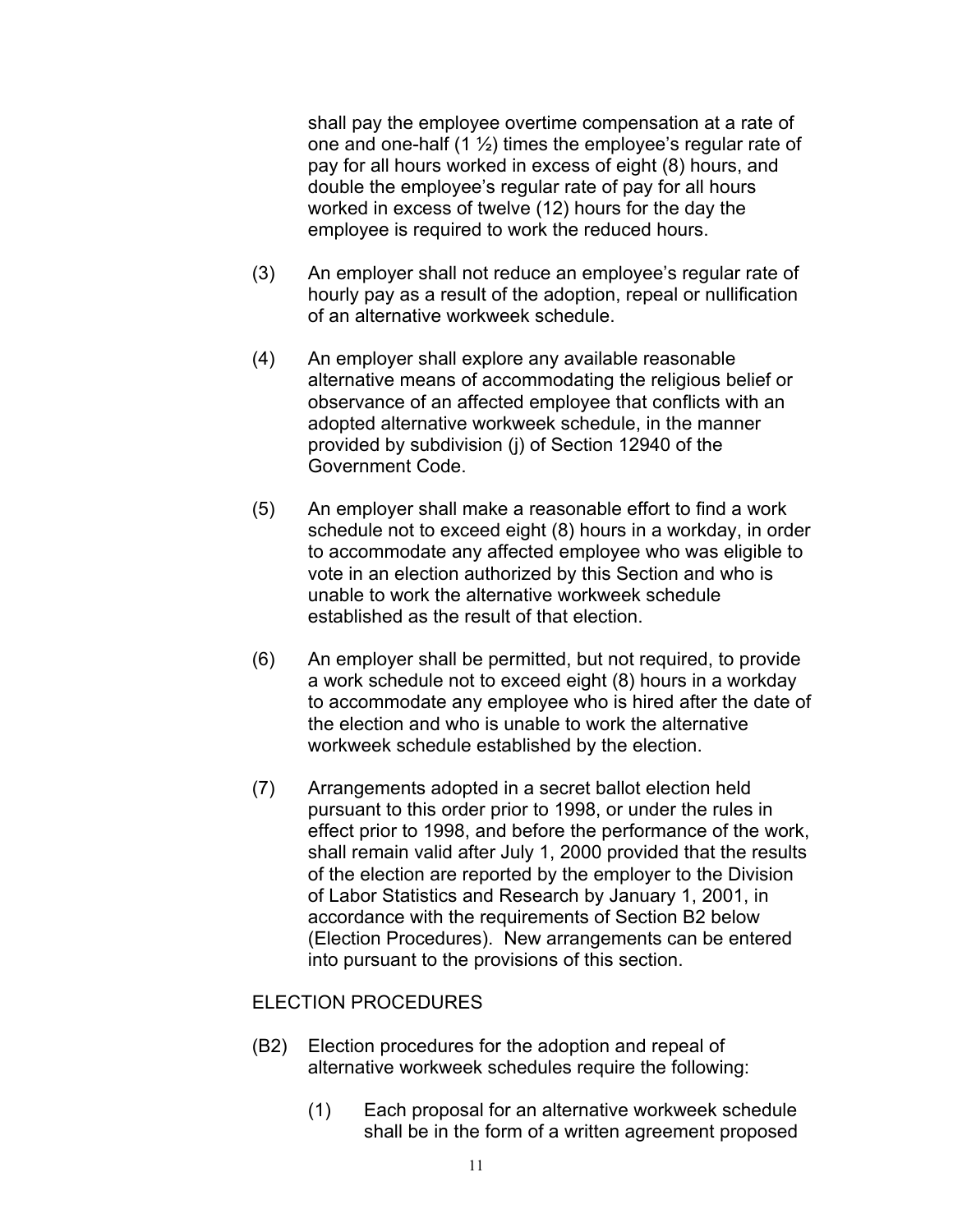shall pay the employee overtime compensation at a rate of one and one-half (1 ½) times the employee's regular rate of pay for all hours worked in excess of eight (8) hours, and double the employee's regular rate of pay for all hours worked in excess of twelve (12) hours for the day the employee is required to work the reduced hours.

(3) An employer shall not reduce an employee's regular rate of hourly pay as a result of the adoption, repeal or nullification of an alternative workweek schedule.

(4) An employer shall explore any available reasonable alternative means of accommodating the religious belief or observance of an affected employee that conflicts with an adopted alternative workweek schedule, in the manner provided by subdivision (j) of Section 12940 of the Government Code.

(5) An employer shall make a reasonable effort to find a work schedule not to exceed eight (8) hours in a workday, in order to accommodate any affected employee who was eligible to vote in an election authorized by this Section and who is unable to work the alternative workweek schedule established as the result of that election.

(6) An employer shall be permitted, but not required, to provide a work schedule not to exceed eight (8) hours in a workday to accommodate any employee who is hired after the date of the election and who is unable to work the alternative workweek schedule established by the election.

(7) Arrangements adopted in a secret ballot election held pursuant to this order prior to 1998, or under the rules in effect prior to 1998, and before the performance of the work, shall remain valid after July 1, 2000 provided that the results of the election are reported by the employer to the Division of Labor Statistics and Research by January 1, 2001, in accordance with the requirements of Section B2 below (Election Procedures). New arrangements can be entered into pursuant to the provisions of this section.

ELECTION PROCEDURES

(B2) Election procedures for the adoption and repeal of alternative workweek schedules require the following:

(1) Each proposal for an alternative workweek schedule shall be in the form of a written agreement proposed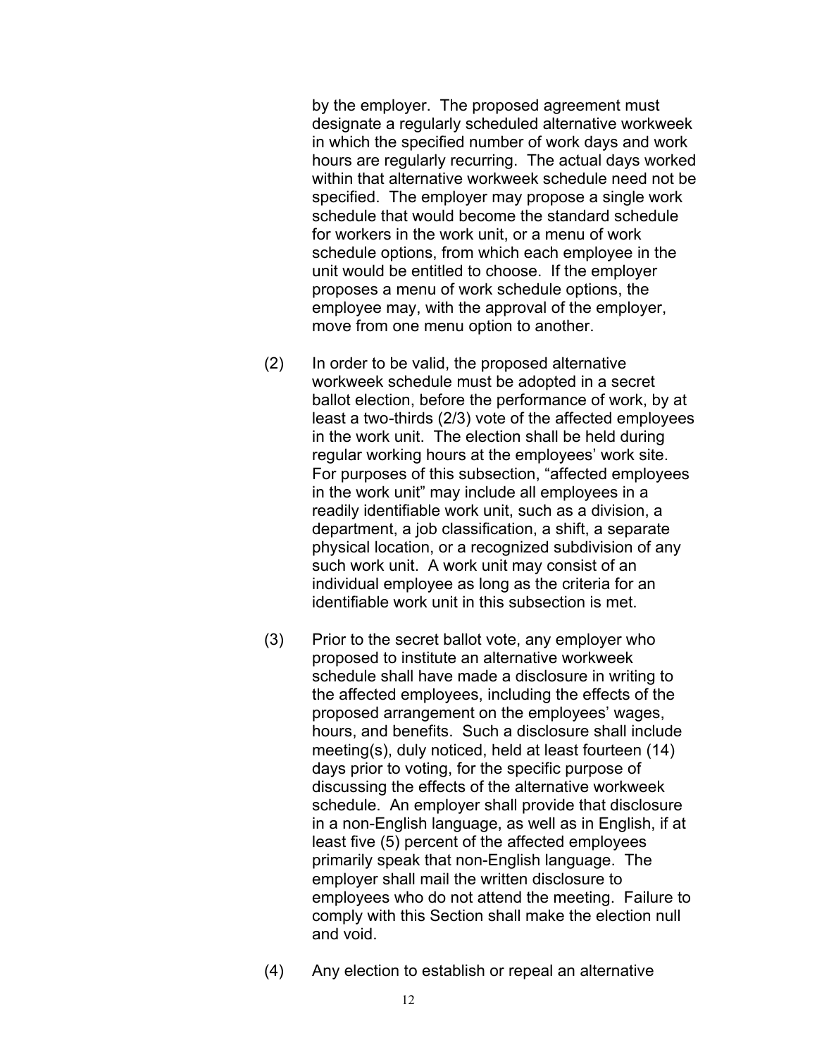by the employer. The proposed agreement must designate a regularly scheduled alternative workweek in which the specified number of work days and work hours are regularly recurring. The actual days worked within that alternative workweek schedule need not be specified. The employer may propose a single work schedule that would become the standard schedule for workers in the work unit, or a menu of work schedule options, from which each employee in the unit would be entitled to choose. If the employer proposes a menu of work schedule options, the employee may, with the approval of the employer, move from one menu option to another.

(2) In order to be valid, the proposed alternative workweek schedule must be adopted in a secret ballot election, before the performance of work, by at least a two-thirds (2/3) vote of the affected employees in the work unit. The election shall be held during regular working hours at the employees' work site. For purposes of this subsection, "affected employees in the work unit" may include all employees in a readily identifiable work unit, such as a division, a department, a job classification, a shift, a separate physical location, or a recognized subdivision of any such work unit. A work unit may consist of an individual employee as long as the criteria for an identifiable work unit in this subsection is met.

(3) Prior to the secret ballot vote, any employer who proposed to institute an alternative workweek schedule shall have made a disclosure in writing to the affected employees, including the effects of the proposed arrangement on the employees' wages, hours, and benefits. Such a disclosure shall include meeting(s), duly noticed, held at least fourteen (14) days prior to voting, for the specific purpose of discussing the effects of the alternative workweek schedule. An employer shall provide that disclosure in a non-English language, as well as in English, if at least five (5) percent of the affected employees primarily speak that non-English language. The employer shall mail the written disclosure to employees who do not attend the meeting. Failure to comply with this Section shall make the election null and void.

(4) Any election to establish or repeal an alternative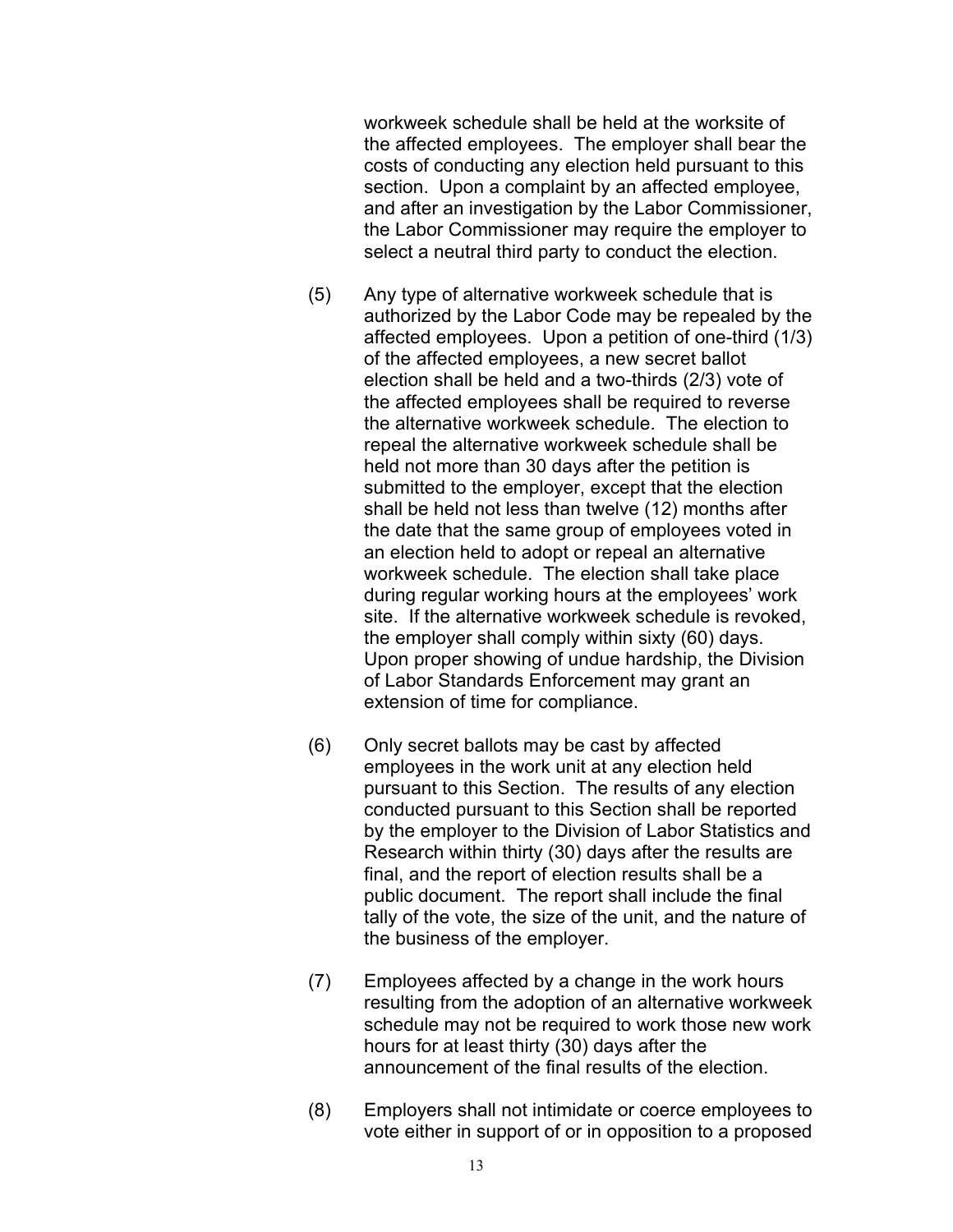workweek schedule shall be held at the worksite of the affected employees. The employer shall bear the costs of conducting any election held pursuant to this section. Upon a complaint by an affected employee, and after an investigation by the Labor Commissioner, the Labor Commissioner may require the employer to select a neutral third party to conduct the election.

(5) Any type of alternative workweek schedule that is authorized by the Labor Code may be repealed by the affected employees. Upon a petition of one-third (1/3) of the affected employees, a new secret ballot election shall be held and a two-thirds (2/3) vote of the affected employees shall be required to reverse the alternative workweek schedule. The election to repeal the alternative workweek schedule shall be held not more than 30 days after the petition is submitted to the employer, except that the election shall be held not less than twelve (12) months after the date that the same group of employees voted in an election held to adopt or repeal an alternative workweek schedule. The election shall take place during regular working hours at the employees' work site. If the alternative workweek schedule is revoked, the employer shall comply within sixty (60) days. Upon proper showing of undue hardship, the Division of Labor Standards Enforcement may grant an extension of time for compliance.

(6) Only secret ballots may be cast by affected employees in the work unit at any election held pursuant to this Section. The results of any election conducted pursuant to this Section shall be reported by the employer to the Division of Labor Statistics and Research within thirty (30) days after the results are final, and the report of election results shall be a public document. The report shall include the final tally of the vote, the size of the unit, and the nature of the business of the employer.

(7) Employees affected by a change in the work hours resulting from the adoption of an alternative workweek schedule may not be required to work those new work hours for at least thirty (30) days after the announcement of the final results of the election.

(8) Employers shall not intimidate or coerce employees to vote either in support of or in opposition to a proposed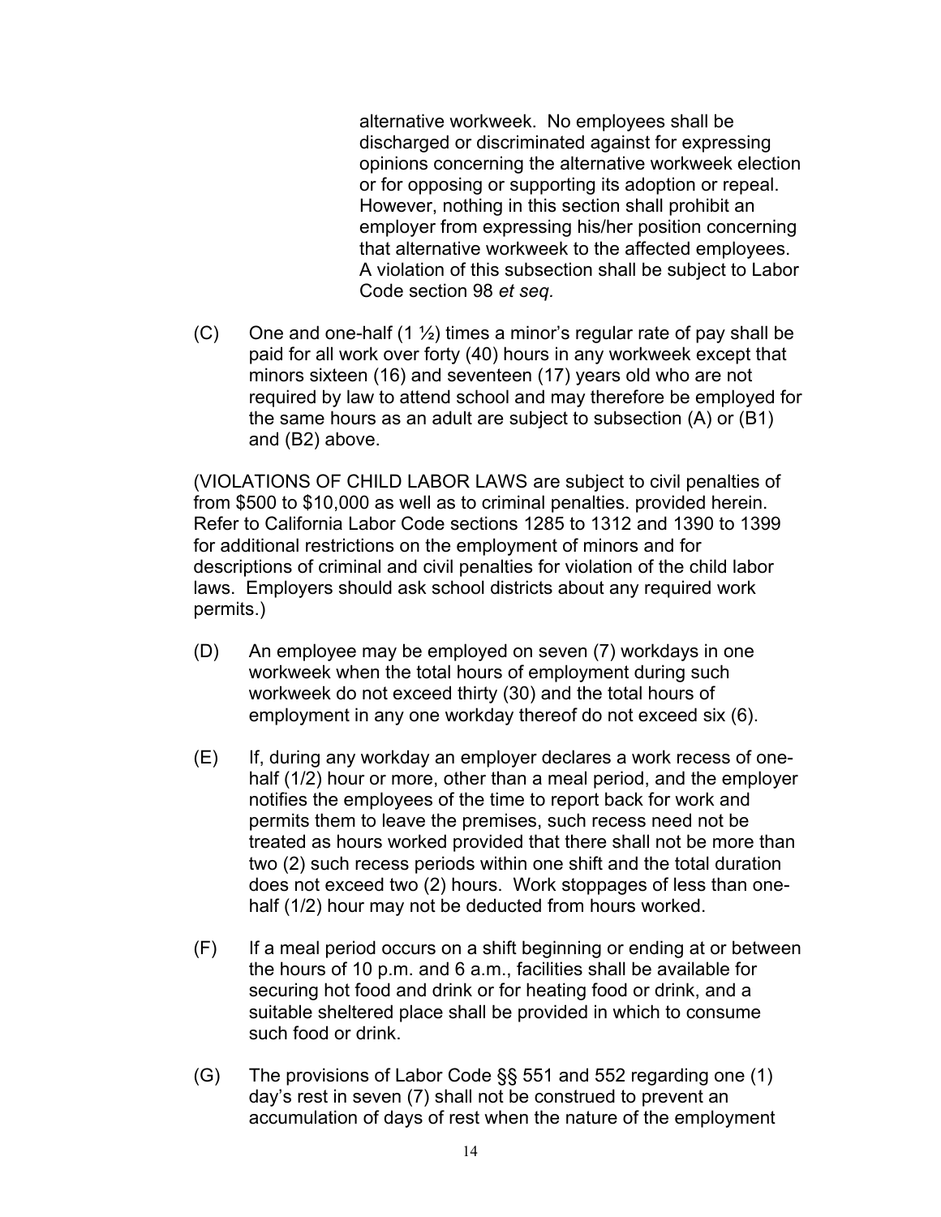alternative workweek. No employees shall be discharged or discriminated against for expressing opinions concerning the alternative workweek election or for opposing or supporting its adoption or repeal. However, nothing in this section shall prohibit an employer from expressing his/her position concerning that alternative workweek to the affected employees. A violation of this subsection shall be subject to Labor Code section 98 *et seq.*

(C) One and one-half (1 ½) times a minor's regular rate of pay shall be paid for all work over forty (40) hours in any workweek except that minors sixteen (16) and seventeen (17) years old who are not required by law to attend school and may therefore be employed for the same hours as an adult are subject to subsection (A) or (B1) and (B2) above.

(VIOLATIONS OF CHILD LABOR LAWS are subject to civil penalties of from $500 to $10,000 as well as to criminal penalties. provided herein. Refer to California Labor Code sections 1285 to 1312 and 1390 to 1399 for additional restrictions on the employment of minors and for descriptions of criminal and civil penalties for violation of the child labor laws. Employers should ask school districts about any required work permits.)

(D) An employee may be employed on seven (7) workdays in one workweek when the total hours of employment during such workweek do not exceed thirty (30) and the total hours of employment in any one workday thereof do not exceed six (6).

(E) If, during any workday an employer declares a work recess of one-half (1/2) hour or more, other than a meal period, and the employer notifies the employees of the time to report back for work and permits them to leave the premises, such recess need not be treated as hours worked provided that there shall not be more than two (2) such recess periods within one shift and the total duration does not exceed two (2) hours. Work stoppages of less than one-half (1/2) hour may not be deducted from hours worked.

(F) If a meal period occurs on a shift beginning or ending at or between the hours of 10 p.m. and 6 a.m., facilities shall be available for securing hot food and drink or for heating food or drink, and a suitable sheltered place shall be provided in which to consume such food or drink.

(G) The provisions of Labor Code §§ 551 and 552 regarding one (1) day's rest in seven (7) shall not be construed to prevent an accumulation of days of rest when the nature of the employment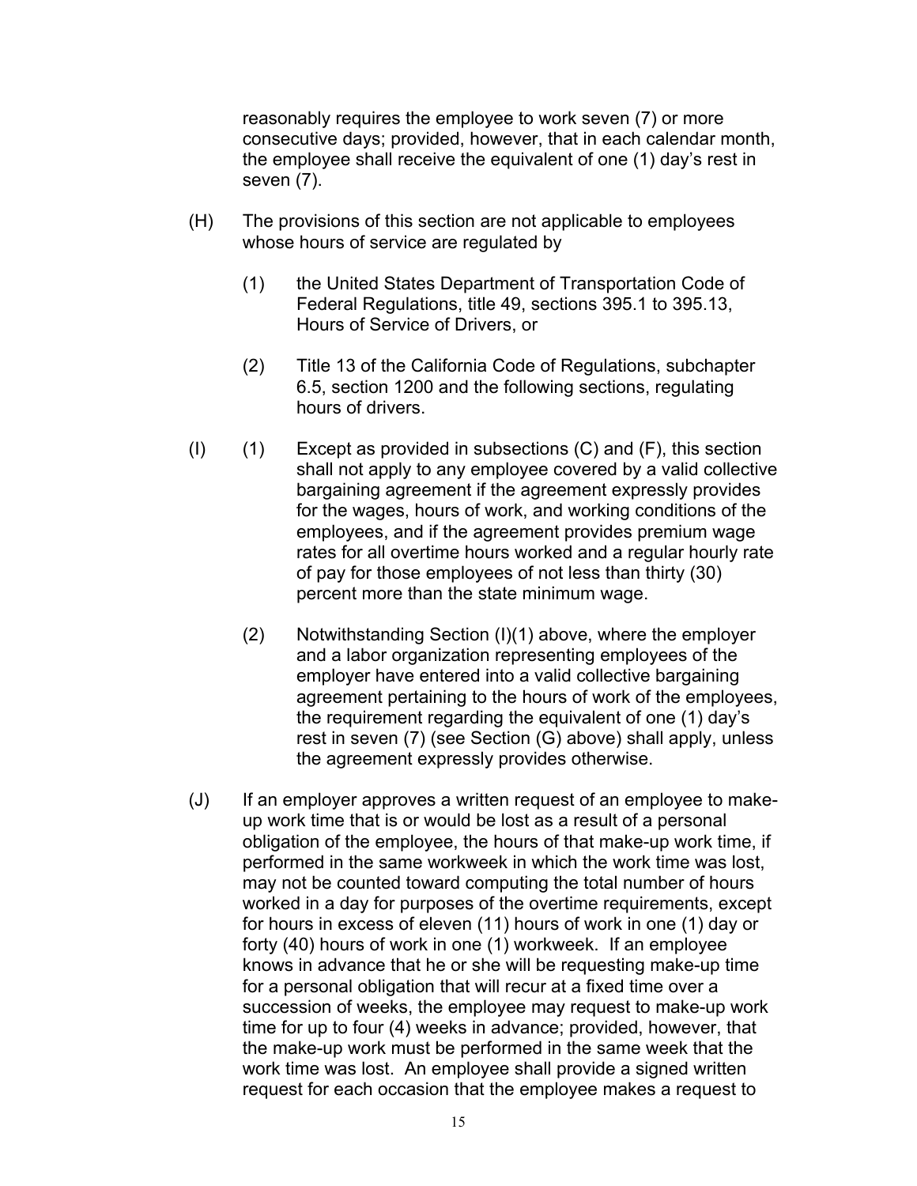reasonably requires the employee to work seven (7) or more consecutive days; provided, however, that in each calendar month, the employee shall receive the equivalent of one (1) day's rest in seven (7).

(H) The provisions of this section are not applicable to employees whose hours of service are regulated by

(1) the United States Department of Transportation Code of Federal Regulations, title 49, sections 395.1 to 395.13, Hours of Service of Drivers, or

(2) Title 13 of the California Code of Regulations, subchapter 6.5, section 1200 and the following sections, regulating hours of drivers.

(I) (1) Except as provided in subsections (C) and (F), this section shall not apply to any employee covered by a valid collective bargaining agreement if the agreement expressly provides for the wages, hours of work, and working conditions of the employees, and if the agreement provides premium wage rates for all overtime hours worked and a regular hourly rate of pay for those employees of not less than thirty (30) percent more than the state minimum wage.

(2) Notwithstanding Section (I)(1) above, where the employer and a labor organization representing employees of the employer have entered into a valid collective bargaining agreement pertaining to the hours of work of the employees, the requirement regarding the equivalent of one (1) day's rest in seven (7) (see Section (G) above) shall apply, unless the agreement expressly provides otherwise.

(J) If an employer approves a written request of an employee to make-up work time that is or would be lost as a result of a personal obligation of the employee, the hours of that make-up work time, if performed in the same workweek in which the work time was lost, may not be counted toward computing the total number of hours worked in a day for purposes of the overtime requirements, except for hours in excess of eleven (11) hours of work in one (1) day or forty (40) hours of work in one (1) workweek. If an employee knows in advance that he or she will be requesting make-up time for a personal obligation that will recur at a fixed time over a succession of weeks, the employee may request to make-up work time for up to four (4) weeks in advance; provided, however, that the make-up work must be performed in the same week that the work time was lost. An employee shall provide a signed written request for each occasion that the employee makes a request to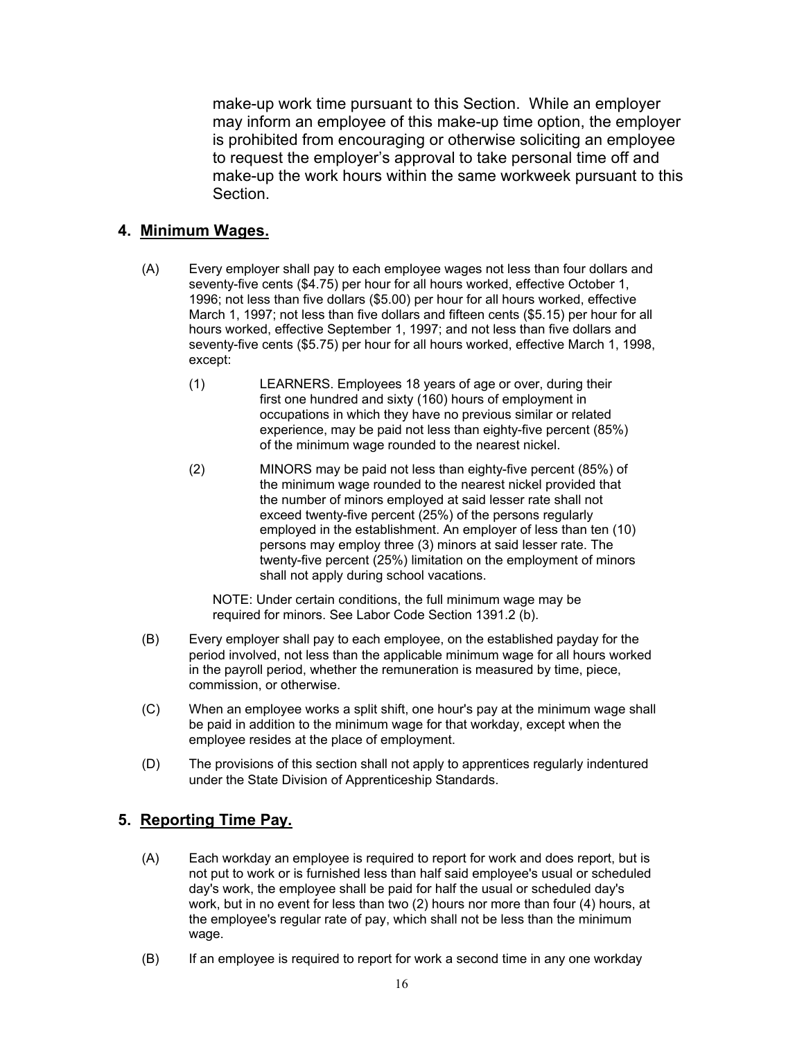make-up work time pursuant to this Section. While an employer may inform an employee of this make-up time option, the employer is prohibited from encouraging or otherwise soliciting an employee to request the employer's approval to take personal time off and make-up the work hours within the same workweek pursuant to this Section.

## 4. Minimum Wages.

(A) Every employer shall pay to each employee wages not less than four dollars and seventy-five cents ($4.75) per hour for all hours worked, effective October 1, 1996; not less than five dollars ($5.00) per hour for all hours worked, effective March 1, 1997; not less than five dollars and fifteen cents ($5.15) per hour for all hours worked, effective September 1, 1997; and not less than five dollars and seventy-five cents ($5.75) per hour for all hours worked, effective March 1, 1998, except:

(1) LEARNERS. Employees 18 years of age or over, during their first one hundred and sixty (160) hours of employment in occupations in which they have no previous similar or related experience, may be paid not less than eighty-five percent (85%) of the minimum wage rounded to the nearest nickel.

(2) MINORS may be paid not less than eighty-five percent (85%) of the minimum wage rounded to the nearest nickel provided that the number of minors employed at said lesser rate shall not exceed twenty-five percent (25%) of the persons regularly employed in the establishment. An employer of less than ten (10) persons may employ three (3) minors at said lesser rate. The twenty-five percent (25%) limitation on the employment of minors shall not apply during school vacations.

NOTE: Under certain conditions, the full minimum wage may be required for minors. See Labor Code Section 1391.2 (b).

(B) Every employer shall pay to each employee, on the established payday for the period involved, not less than the applicable minimum wage for all hours worked in the payroll period, whether the remuneration is measured by time, piece, commission, or otherwise.

(C) When an employee works a split shift, one hour's pay at the minimum wage shall be paid in addition to the minimum wage for that workday, except when the employee resides at the place of employment.

(D) The provisions of this section shall not apply to apprentices regularly indentured under the State Division of Apprenticeship Standards.

## 5. Reporting Time Pay.

(A) Each workday an employee is required to report for work and does report, but is not put to work or is furnished less than half said employee's usual or scheduled day's work, the employee shall be paid for half the usual or scheduled day's work, but in no event for less than two (2) hours nor more than four (4) hours, at the employee's regular rate of pay, which shall not be less than the minimum wage.

(B) If an employee is required to report for work a second time in any one workday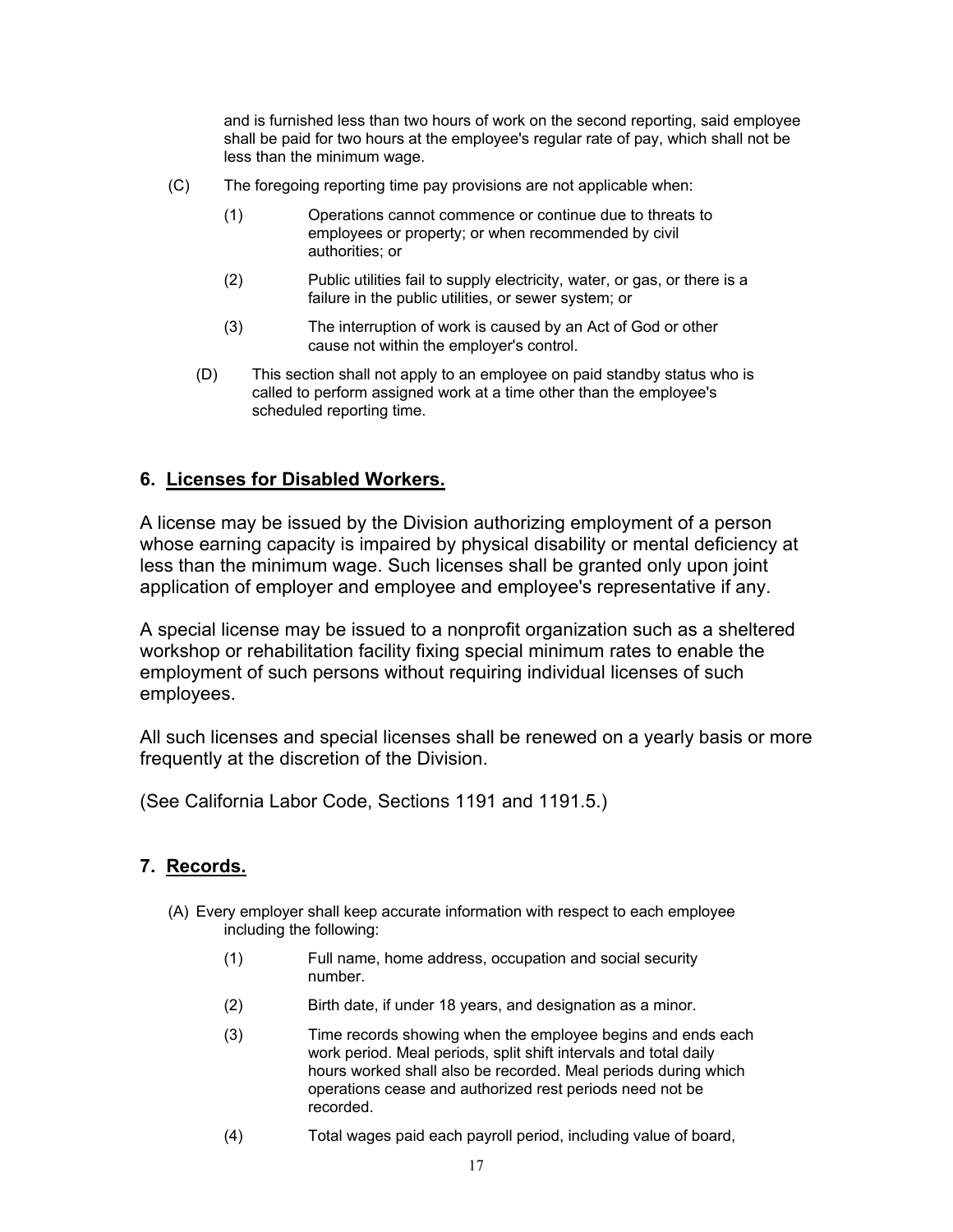and is furnished less than two hours of work on the second reporting, said employee shall be paid for two hours at the employee's regular rate of pay, which shall not be less than the minimum wage.

(C) The foregoing reporting time pay provisions are not applicable when:

(1) Operations cannot commence or continue due to threats to employees or property; or when recommended by civil authorities; or

(2) Public utilities fail to supply electricity, water, or gas, or there is a failure in the public utilities, or sewer system; or

(3) The interruption of work is caused by an Act of God or other cause not within the employer's control.

(D) This section shall not apply to an employee on paid standby status who is called to perform assigned work at a time other than the employee's scheduled reporting time.

### 6. <u>Licenses for Disabled Workers.</u>

A license may be issued by the Division authorizing employment of a person whose earning capacity is impaired by physical disability or mental deficiency at less than the minimum wage. Such licenses shall be granted only upon joint application of employer and employee and employee's representative if any.

A special license may be issued to a nonprofit organization such as a sheltered workshop or rehabilitation facility fixing special minimum rates to enable the employment of such persons without requiring individual licenses of such employees.

All such licenses and special licenses shall be renewed on a yearly basis or more frequently at the discretion of the Division.

(See California Labor Code, Sections 1191 and 1191.5.)

### 7. <u>Records.</u>

(A) Every employer shall keep accurate information with respect to each employee including the following:

(1) Full name, home address, occupation and social security number.

(2) Birth date, if under 18 years, and designation as a minor.

(3) Time records showing when the employee begins and ends each work period. Meal periods, split shift intervals and total daily hours worked shall also be recorded. Meal periods during which operations cease and authorized rest periods need not be recorded.

(4) Total wages paid each payroll period, including value of board,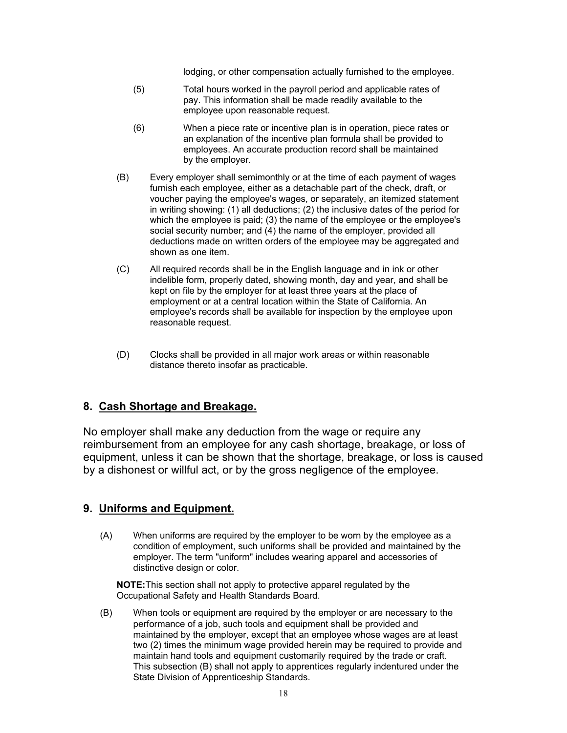lodging, or other compensation actually furnished to the employee.

(5) Total hours worked in the payroll period and applicable rates of pay. This information shall be made readily available to the employee upon reasonable request.

(6) When a piece rate or incentive plan is in operation, piece rates or an explanation of the incentive plan formula shall be provided to employees. An accurate production record shall be maintained by the employer.

(B) Every employer shall semimonthly or at the time of each payment of wages furnish each employee, either as a detachable part of the check, draft, or voucher paying the employee's wages, or separately, an itemized statement in writing showing: (1) all deductions; (2) the inclusive dates of the period for which the employee is paid; (3) the name of the employee or the employee's social security number; and (4) the name of the employer, provided all deductions made on written orders of the employee may be aggregated and shown as one item.

(C) All required records shall be in the English language and in ink or other indelible form, properly dated, showing month, day and year, and shall be kept on file by the employer for at least three years at the place of employment or at a central location within the State of California. An employee's records shall be available for inspection by the employee upon reasonable request.

(D) Clocks shall be provided in all major work areas or within reasonable distance thereto insofar as practicable.

## 8. Cash Shortage and Breakage.

No employer shall make any deduction from the wage or require any reimbursement from an employee for any cash shortage, breakage, or loss of equipment, unless it can be shown that the shortage, breakage, or loss is caused by a dishonest or willful act, or by the gross negligence of the employee.

## 9. Uniforms and Equipment.

(A) When uniforms are required by the employer to be worn by the employee as a condition of employment, such uniforms shall be provided and maintained by the employer. The term "uniform" includes wearing apparel and accessories of distinctive design or color.

**NOTE:** This section shall not apply to protective apparel regulated by the Occupational Safety and Health Standards Board.

(B) When tools or equipment are required by the employer or are necessary to the performance of a job, such tools and equipment shall be provided and maintained by the employer, except that an employee whose wages are at least two (2) times the minimum wage provided herein may be required to provide and maintain hand tools and equipment customarily required by the trade or craft. This subsection (B) shall not apply to apprentices regularly indentured under the State Division of Apprenticeship Standards.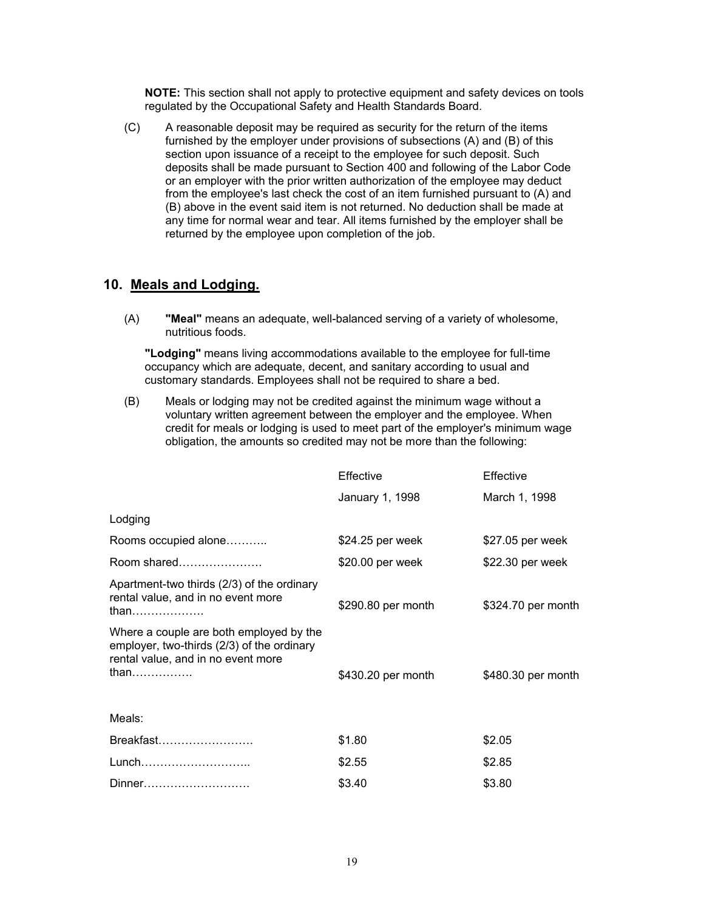**NOTE:** This section shall not apply to protective equipment and safety devices on tools regulated by the Occupational Safety and Health Standards Board.

(C) A reasonable deposit may be required as security for the return of the items furnished by the employer under provisions of subsections (A) and (B) of this section upon issuance of a receipt to the employee for such deposit. Such deposits shall be made pursuant to Section 400 and following of the Labor Code or an employer with the prior written authorization of the employee may deduct from the employee's last check the cost of an item furnished pursuant to (A) and (B) above in the event said item is not returned. No deduction shall be made at any time for normal wear and tear. All items furnished by the employer shall be returned by the employee upon completion of the job.

## 10. Meals and Lodging.

(A) **"Meal"** means an adequate, well-balanced serving of a variety of wholesome, nutritious foods.

**"Lodging"** means living accommodations available to the employee for full-time occupancy which are adequate, decent, and sanitary according to usual and customary standards. Employees shall not be required to share a bed.

(B) Meals or lodging may not be credited against the minimum wage without a voluntary written agreement between the employer and the employee. When credit for meals or lodging is used to meet part of the employer's minimum wage obligation, the amounts so credited may not be more than the following:

| | Effective January 1, 1998 | Effective March 1, 1998 |
|---|---|---|
| Lodging | | |
| Rooms occupied alone……….. | $24.25 per week | $27.05 per week |
| Room shared…………………. | $20.00 per week | $22.30 per week |
| Apartment-two thirds (2/3) of the ordinary rental value, and in no event more than………………. | $290.80 per month | $324.70 per month |
| Where a couple are both employed by the employer, two-thirds (2/3) of the ordinary rental value, and in no event more than……………. | $430.20 per month | $480.30 per month |
| Meals: | | |
| Breakfast……………………. | $1.80 | $2.05 |
| Lunch……………………….. | $2.55 | $2.85 |
| Dinner………………………. | $3.40 | $3.80 |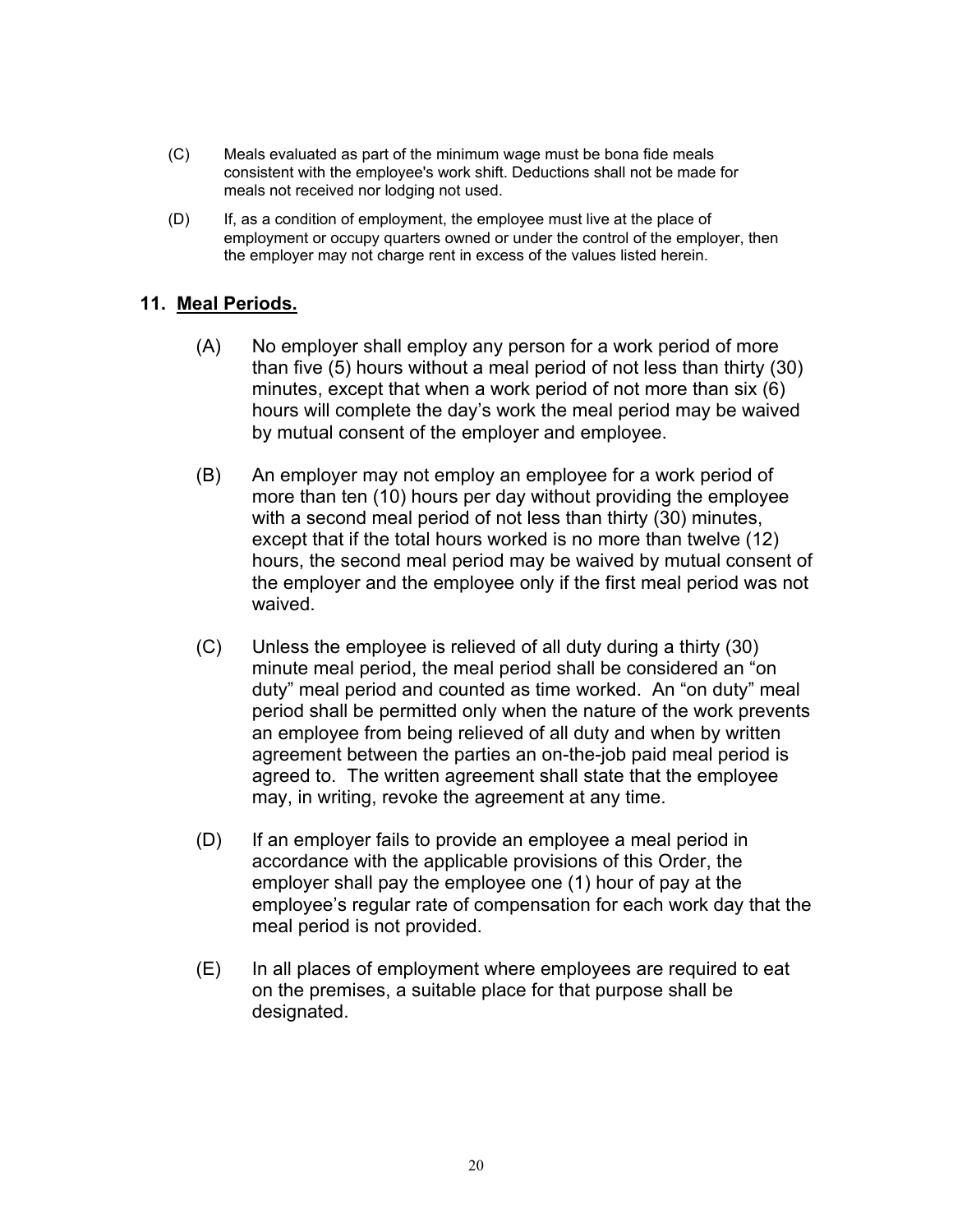(C) Meals evaluated as part of the minimum wage must be bona fide meals consistent with the employee's work shift. Deductions shall not be made for meals not received nor lodging not used.

(D) If, as a condition of employment, the employee must live at the place of employment or occupy quarters owned or under the control of the employer, then the employer may not charge rent in excess of the values listed herein.

## 11. Meal Periods.

(A) No employer shall employ any person for a work period of more than five (5) hours without a meal period of not less than thirty (30) minutes, except that when a work period of not more than six (6) hours will complete the day's work the meal period may be waived by mutual consent of the employer and employee.

(B) An employer may not employ an employee for a work period of more than ten (10) hours per day without providing the employee with a second meal period of not less than thirty (30) minutes, except that if the total hours worked is no more than twelve (12) hours, the second meal period may be waived by mutual consent of the employer and the employee only if the first meal period was not waived.

(C) Unless the employee is relieved of all duty during a thirty (30) minute meal period, the meal period shall be considered an "on duty" meal period and counted as time worked. An "on duty" meal period shall be permitted only when the nature of the work prevents an employee from being relieved of all duty and when by written agreement between the parties an on-the-job paid meal period is agreed to. The written agreement shall state that the employee may, in writing, revoke the agreement at any time.

(D) If an employer fails to provide an employee a meal period in accordance with the applicable provisions of this Order, the employer shall pay the employee one (1) hour of pay at the employee's regular rate of compensation for each work day that the meal period is not provided.

(E) In all places of employment where employees are required to eat on the premises, a suitable place for that purpose shall be designated.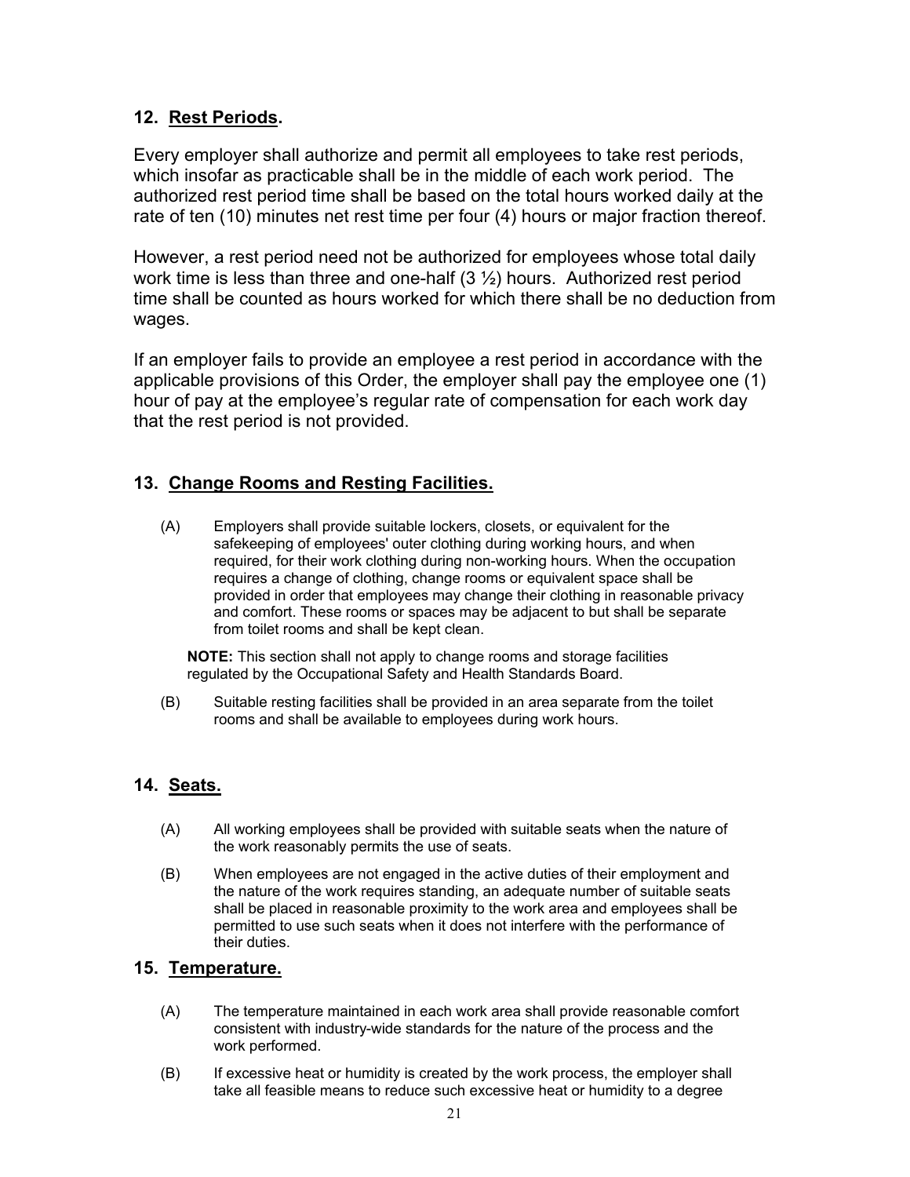## 12. Rest Periods.

Every employer shall authorize and permit all employees to take rest periods, which insofar as practicable shall be in the middle of each work period. The authorized rest period time shall be based on the total hours worked daily at the rate of ten (10) minutes net rest time per four (4) hours or major fraction thereof.

However, a rest period need not be authorized for employees whose total daily work time is less than three and one-half (3 ½) hours. Authorized rest period time shall be counted as hours worked for which there shall be no deduction from wages.

If an employer fails to provide an employee a rest period in accordance with the applicable provisions of this Order, the employer shall pay the employee one (1) hour of pay at the employee's regular rate of compensation for each work day that the rest period is not provided.

## 13. Change Rooms and Resting Facilities.

(A) Employers shall provide suitable lockers, closets, or equivalent for the safekeeping of employees' outer clothing during working hours, and when required, for their work clothing during non-working hours. When the occupation requires a change of clothing, change rooms or equivalent space shall be provided in order that employees may change their clothing in reasonable privacy and comfort. These rooms or spaces may be adjacent to but shall be separate from toilet rooms and shall be kept clean.

**NOTE:** This section shall not apply to change rooms and storage facilities regulated by the Occupational Safety and Health Standards Board.

(B) Suitable resting facilities shall be provided in an area separate from the toilet rooms and shall be available to employees during work hours.

## 14. Seats.

(A) All working employees shall be provided with suitable seats when the nature of the work reasonably permits the use of seats.

(B) When employees are not engaged in the active duties of their employment and the nature of the work requires standing, an adequate number of suitable seats shall be placed in reasonable proximity to the work area and employees shall be permitted to use such seats when it does not interfere with the performance of their duties.

## 15. Temperature.

(A) The temperature maintained in each work area shall provide reasonable comfort consistent with industry-wide standards for the nature of the process and the work performed.

(B) If excessive heat or humidity is created by the work process, the employer shall take all feasible means to reduce such excessive heat or humidity to a degree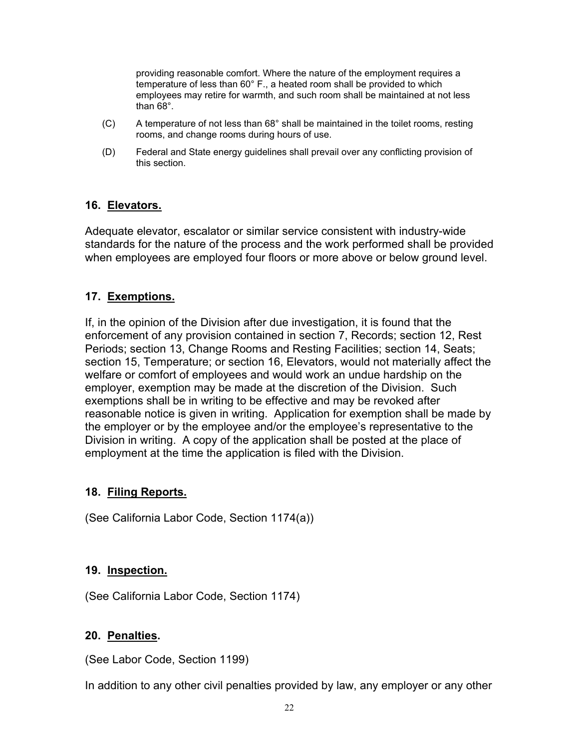providing reasonable comfort. Where the nature of the employment requires a temperature of less than 60° F., a heated room shall be provided to which employees may retire for warmth, and such room shall be maintained at not less than 68°.

(C) A temperature of not less than 68° shall be maintained in the toilet rooms, resting rooms, and change rooms during hours of use.

(D) Federal and State energy guidelines shall prevail over any conflicting provision of this section.

### 16. Elevators.

Adequate elevator, escalator or similar service consistent with industry-wide standards for the nature of the process and the work performed shall be provided when employees are employed four floors or more above or below ground level.

### 17. Exemptions.

If, in the opinion of the Division after due investigation, it is found that the enforcement of any provision contained in section 7, Records; section 12, Rest Periods; section 13, Change Rooms and Resting Facilities; section 14, Seats; section 15, Temperature; or section 16, Elevators, would not materially affect the welfare or comfort of employees and would work an undue hardship on the employer, exemption may be made at the discretion of the Division. Such exemptions shall be in writing to be effective and may be revoked after reasonable notice is given in writing. Application for exemption shall be made by the employer or by the employee and/or the employee's representative to the Division in writing. A copy of the application shall be posted at the place of employment at the time the application is filed with the Division.

### 18. Filing Reports.

(See California Labor Code, Section 1174(a))

### 19. Inspection.

(See California Labor Code, Section 1174)

### 20. Penalties.

(See Labor Code, Section 1199)

In addition to any other civil penalties provided by law, any employer or any other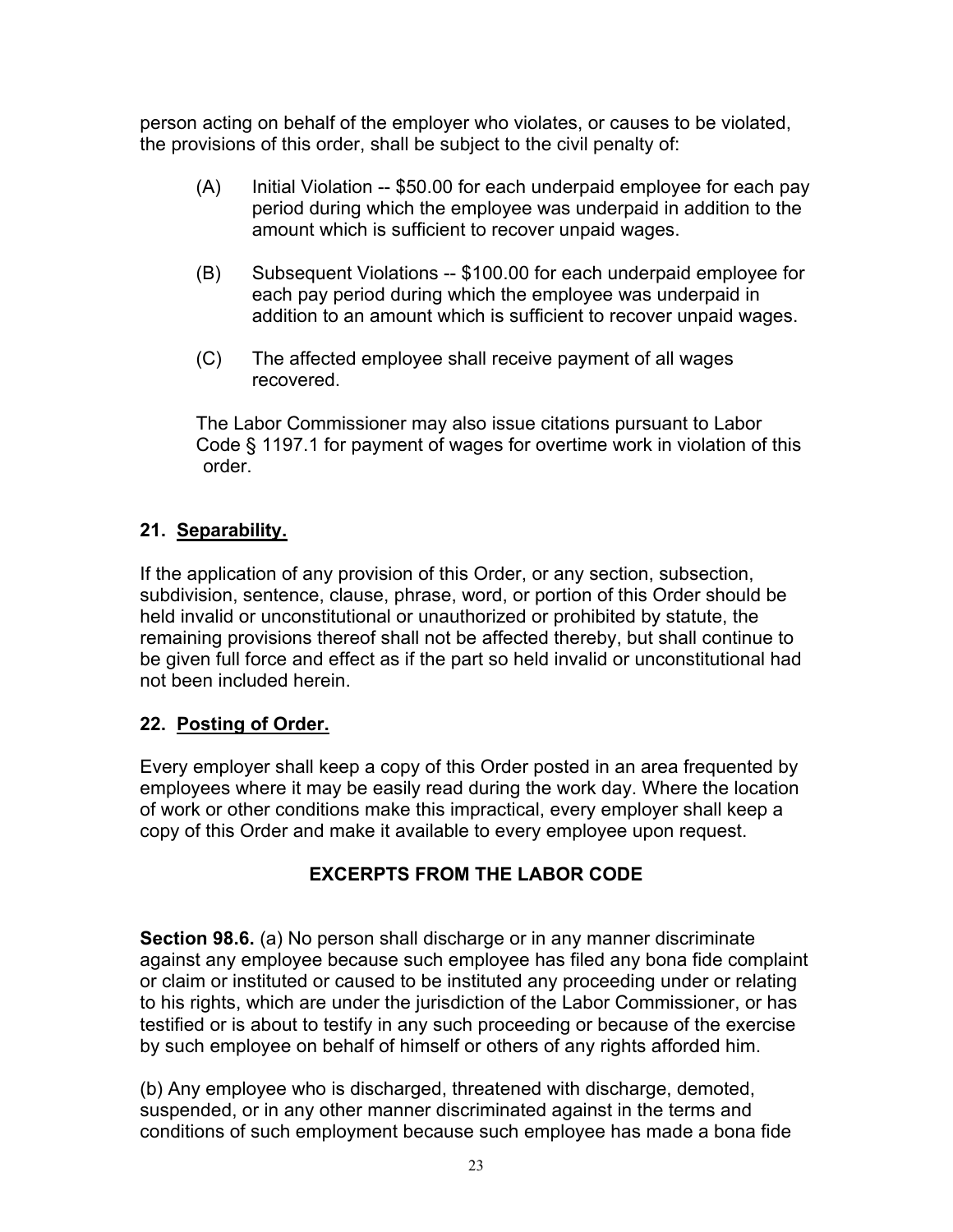person acting on behalf of the employer who violates, or causes to be violated, the provisions of this order, shall be subject to the civil penalty of:

(A) Initial Violation -- $50.00 for each underpaid employee for each pay period during which the employee was underpaid in addition to the amount which is sufficient to recover unpaid wages.

(B) Subsequent Violations -- $100.00 for each underpaid employee for each pay period during which the employee was underpaid in addition to an amount which is sufficient to recover unpaid wages.

(C) The affected employee shall receive payment of all wages recovered.

The Labor Commissioner may also issue citations pursuant to Labor Code § 1197.1 for payment of wages for overtime work in violation of this order.

**21. Separability.**

If the application of any provision of this Order, or any section, subsection, subdivision, sentence, clause, phrase, word, or portion of this Order should be held invalid or unconstitutional or unauthorized or prohibited by statute, the remaining provisions thereof shall not be affected thereby, but shall continue to be given full force and effect as if the part so held invalid or unconstitutional had not been included herein.

**22. Posting of Order.**

Every employer shall keep a copy of this Order posted in an area frequented by employees where it may be easily read during the work day. Where the location of work or other conditions make this impractical, every employer shall keep a copy of this Order and make it available to every employee upon request.

## EXCERPTS FROM THE LABOR CODE

**Section 98.6.** (a) No person shall discharge or in any manner discriminate against any employee because such employee has filed any bona fide complaint or claim or instituted or caused to be instituted any proceeding under or relating to his rights, which are under the jurisdiction of the Labor Commissioner, or has testified or is about to testify in any such proceeding or because of the exercise by such employee on behalf of himself or others of any rights afforded him.

(b) Any employee who is discharged, threatened with discharge, demoted, suspended, or in any other manner discriminated against in the terms and conditions of such employment because such employee has made a bona fide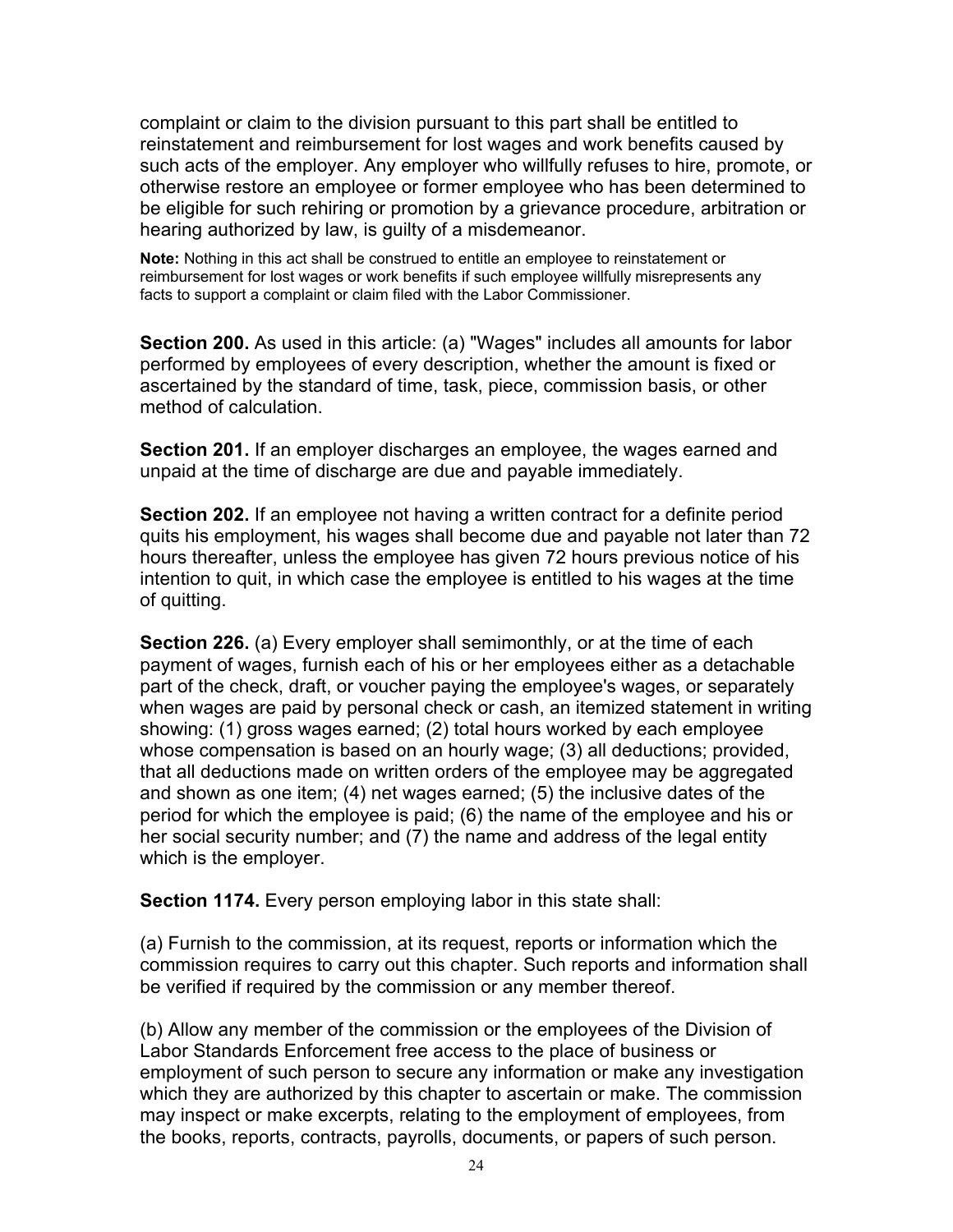complaint or claim to the division pursuant to this part shall be entitled to reinstatement and reimbursement for lost wages and work benefits caused by such acts of the employer. Any employer who willfully refuses to hire, promote, or otherwise restore an employee or former employee who has been determined to be eligible for such rehiring or promotion by a grievance procedure, arbitration or hearing authorized by law, is guilty of a misdemeanor.

**Note:** Nothing in this act shall be construed to entitle an employee to reinstatement or reimbursement for lost wages or work benefits if such employee willfully misrepresents any facts to support a complaint or claim filed with the Labor Commissioner.

**Section 200.** As used in this article: (a) "Wages" includes all amounts for labor performed by employees of every description, whether the amount is fixed or ascertained by the standard of time, task, piece, commission basis, or other method of calculation.

**Section 201.** If an employer discharges an employee, the wages earned and unpaid at the time of discharge are due and payable immediately.

**Section 202.** If an employee not having a written contract for a definite period quits his employment, his wages shall become due and payable not later than 72 hours thereafter, unless the employee has given 72 hours previous notice of his intention to quit, in which case the employee is entitled to his wages at the time of quitting.

**Section 226.** (a) Every employer shall semimonthly, or at the time of each payment of wages, furnish each of his or her employees either as a detachable part of the check, draft, or voucher paying the employee's wages, or separately when wages are paid by personal check or cash, an itemized statement in writing showing: (1) gross wages earned; (2) total hours worked by each employee whose compensation is based on an hourly wage; (3) all deductions; provided, that all deductions made on written orders of the employee may be aggregated and shown as one item; (4) net wages earned; (5) the inclusive dates of the period for which the employee is paid; (6) the name of the employee and his or her social security number; and (7) the name and address of the legal entity which is the employer.

**Section 1174.** Every person employing labor in this state shall:

(a) Furnish to the commission, at its request, reports or information which the commission requires to carry out this chapter. Such reports and information shall be verified if required by the commission or any member thereof.

(b) Allow any member of the commission or the employees of the Division of Labor Standards Enforcement free access to the place of business or employment of such person to secure any information or make any investigation which they are authorized by this chapter to ascertain or make. The commission may inspect or make excerpts, relating to the employment of employees, from the books, reports, contracts, payrolls, documents, or papers of such person.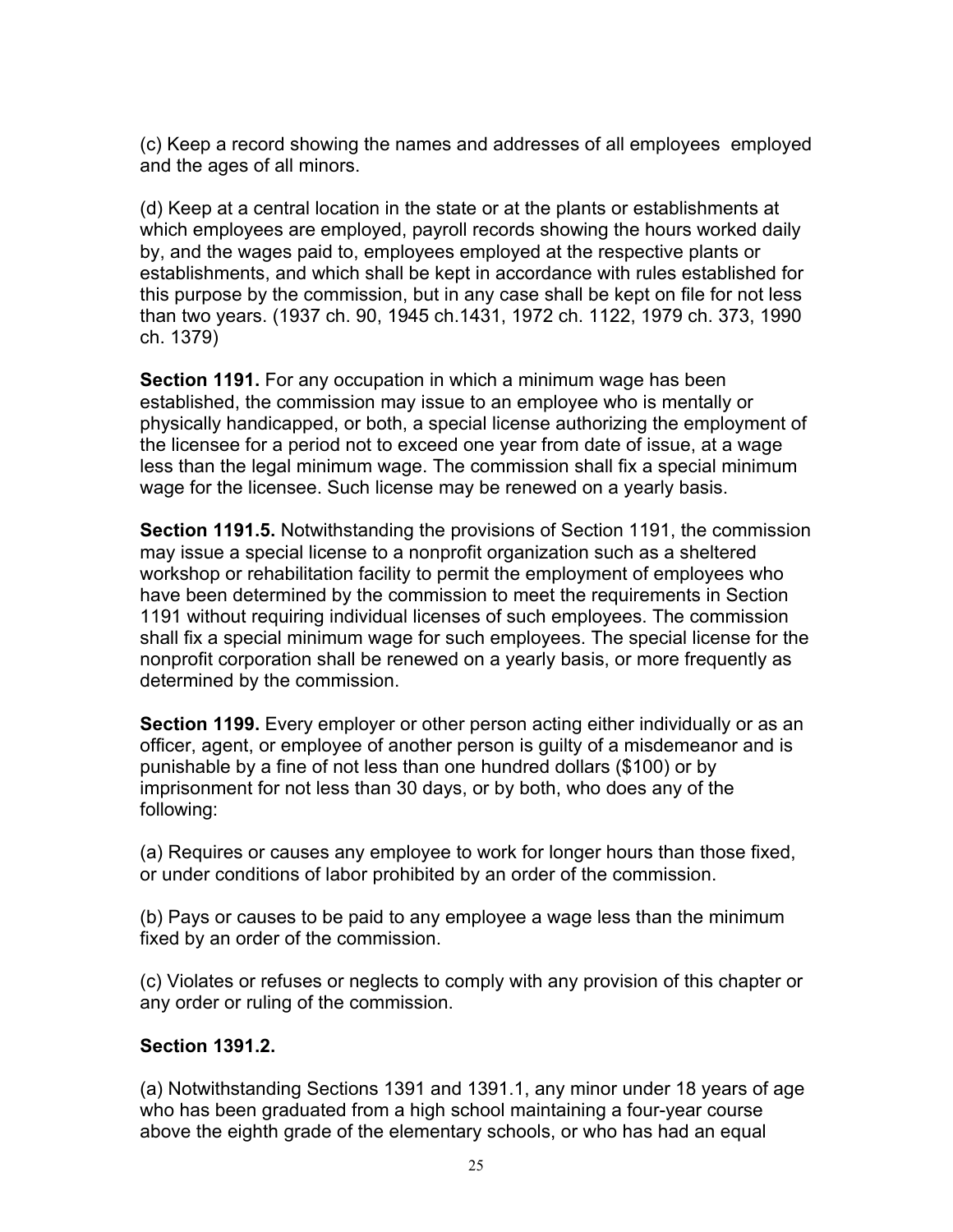(c) Keep a record showing the names and addresses of all employees employed and the ages of all minors.

(d) Keep at a central location in the state or at the plants or establishments at which employees are employed, payroll records showing the hours worked daily by, and the wages paid to, employees employed at the respective plants or establishments, and which shall be kept in accordance with rules established for this purpose by the commission, but in any case shall be kept on file for not less than two years. (1937 ch. 90, 1945 ch.1431, 1972 ch. 1122, 1979 ch. 373, 1990 ch. 1379)

**Section 1191.** For any occupation in which a minimum wage has been established, the commission may issue to an employee who is mentally or physically handicapped, or both, a special license authorizing the employment of the licensee for a period not to exceed one year from date of issue, at a wage less than the legal minimum wage. The commission shall fix a special minimum wage for the licensee. Such license may be renewed on a yearly basis.

**Section 1191.5.** Notwithstanding the provisions of Section 1191, the commission may issue a special license to a nonprofit organization such as a sheltered workshop or rehabilitation facility to permit the employment of employees who have been determined by the commission to meet the requirements in Section 1191 without requiring individual licenses of such employees. The commission shall fix a special minimum wage for such employees. The special license for the nonprofit corporation shall be renewed on a yearly basis, or more frequently as determined by the commission.

**Section 1199.** Every employer or other person acting either individually or as an officer, agent, or employee of another person is guilty of a misdemeanor and is punishable by a fine of not less than one hundred dollars ($100) or by imprisonment for not less than 30 days, or by both, who does any of the following:

(a) Requires or causes any employee to work for longer hours than those fixed, or under conditions of labor prohibited by an order of the commission.

(b) Pays or causes to be paid to any employee a wage less than the minimum fixed by an order of the commission.

(c) Violates or refuses or neglects to comply with any provision of this chapter or any order or ruling of the commission.

**Section 1391.2.**

(a) Notwithstanding Sections 1391 and 1391.1, any minor under 18 years of age who has been graduated from a high school maintaining a four-year course above the eighth grade of the elementary schools, or who has had an equal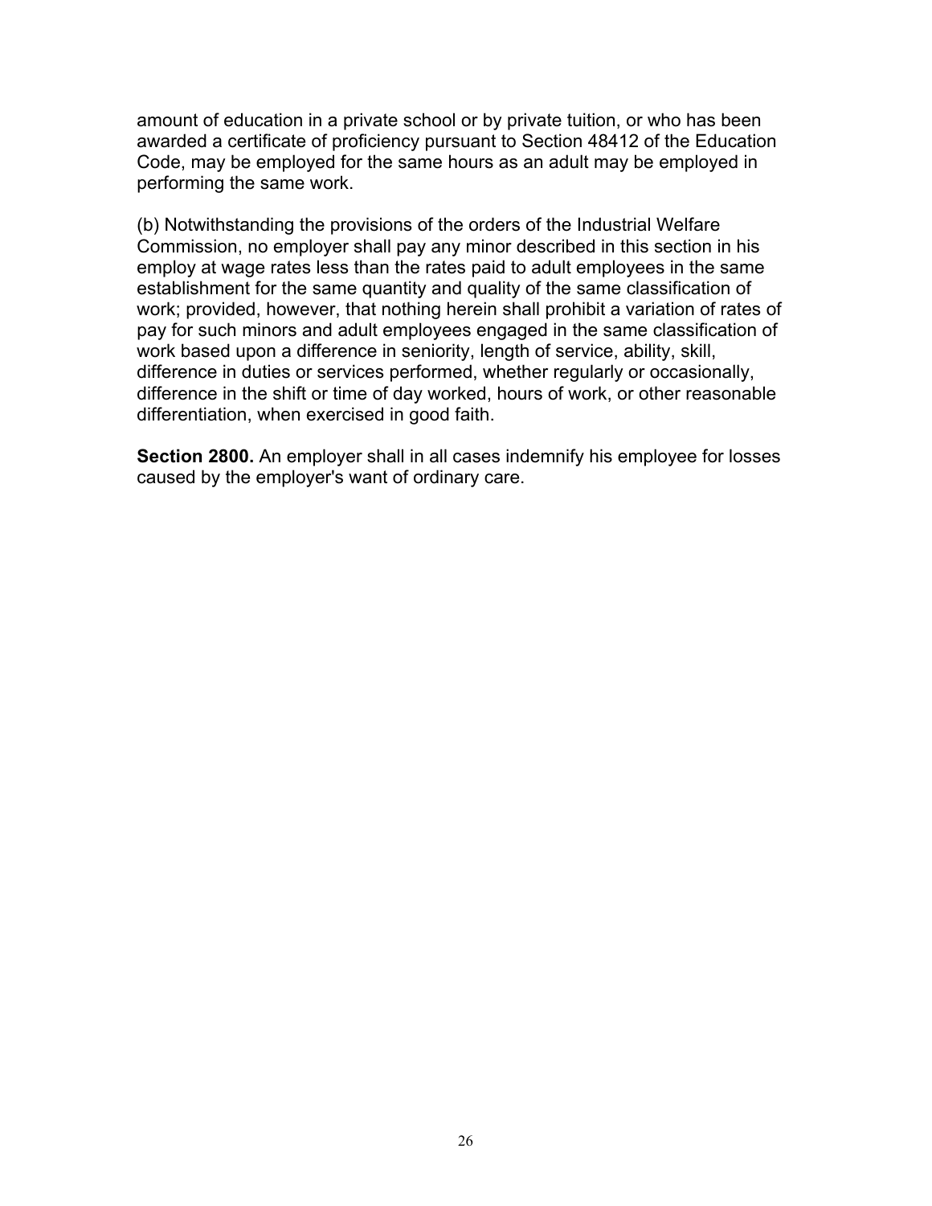amount of education in a private school or by private tuition, or who has been awarded a certificate of proficiency pursuant to Section 48412 of the Education Code, may be employed for the same hours as an adult may be employed in performing the same work.

(b) Notwithstanding the provisions of the orders of the Industrial Welfare Commission, no employer shall pay any minor described in this section in his employ at wage rates less than the rates paid to adult employees in the same establishment for the same quantity and quality of the same classification of work; provided, however, that nothing herein shall prohibit a variation of rates of pay for such minors and adult employees engaged in the same classification of work based upon a difference in seniority, length of service, ability, skill, difference in duties or services performed, whether regularly or occasionally, difference in the shift or time of day worked, hours of work, or other reasonable differentiation, when exercised in good faith.

**Section 2800.** An employer shall in all cases indemnify his employee for losses caused by the employer's want of ordinary care.